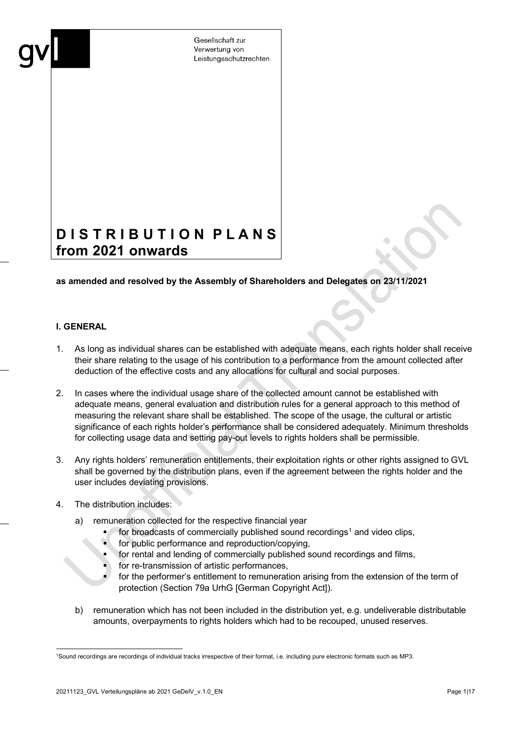gvl

Gesellschaft zur
Verwertung von
Leistungsschutzrechten

# DISTRIBUTION PLANS from 2021 onwards

**as amended and resolved by the Assembly of Shareholders and Delegates on 23/11/2021**

## I. GENERAL

1. As long as individual shares can be established with adequate means, each rights holder shall receive their share relating to the usage of his contribution to a performance from the amount collected after deduction of the effective costs and any allocations for cultural and social purposes.

2. In cases where the individual usage share of the collected amount cannot be established with adequate means, general evaluation and distribution rules for a general approach to this method of measuring the relevant share shall be established. The scope of the usage, the cultural or artistic significance of each rights holder's performance shall be considered adequately. Minimum thresholds for collecting usage data and setting pay-out levels to rights holders shall be permissible.

3. Any rights holders' remuneration entitlements, their exploitation rights or other rights assigned to GVL shall be governed by the distribution plans, even if the agreement between the rights holder and the user includes deviating provisions.

4. The distribution includes:

   a) remuneration collected for the respective financial year
      - for broadcasts of commercially published sound recordings[1] and video clips,
      - for public performance and reproduction/copying,
      - for rental and lending of commercially published sound recordings and films,
      - for re-transmission of artistic performances,
      - for the performer's entitlement to remuneration arising from the extension of the term of protection (Section 79a UrhG [German Copyright Act]).

   b) remuneration which has not been included in the distribution yet, e.g. undeliverable distributable amounts, overpayments to rights holders which had to be recouped, unused reserves.

[1] Sound recordings are recordings of individual tracks irrespective of their format, i.e. including pure electronic formats such as MP3.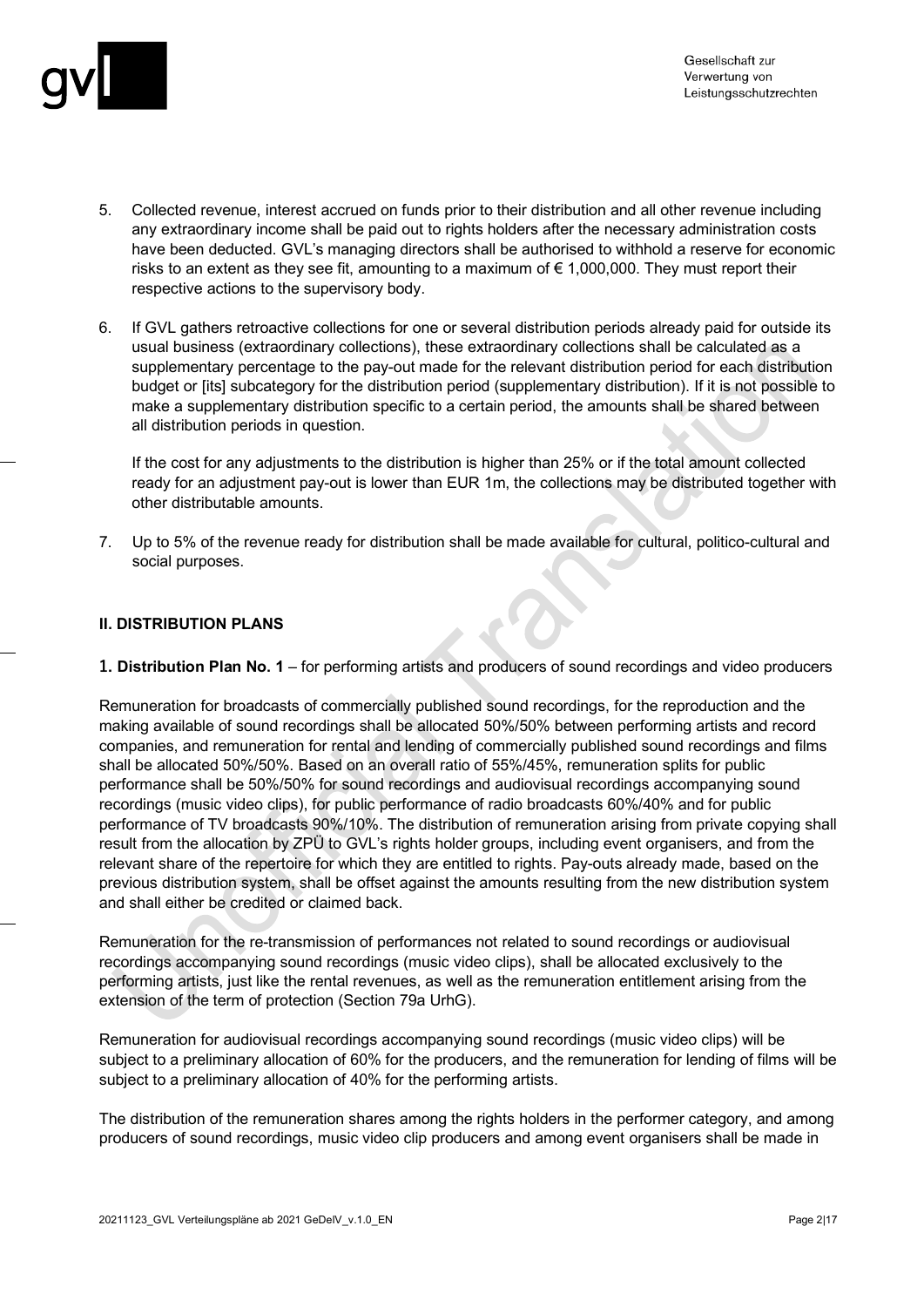5. Collected revenue, interest accrued on funds prior to their distribution and all other revenue including any extraordinary income shall be paid out to rights holders after the necessary administration costs have been deducted. GVL's managing directors shall be authorised to withhold a reserve for economic risks to an extent as they see fit, amounting to a maximum of € 1,000,000. They must report their respective actions to the supervisory body.

6. If GVL gathers retroactive collections for one or several distribution periods already paid for outside its usual business (extraordinary collections), these extraordinary collections shall be calculated as a supplementary percentage to the pay-out made for the relevant distribution period for each distribution budget or [its] subcategory for the distribution period (supplementary distribution). If it is not possible to make a supplementary distribution specific to a certain period, the amounts shall be shared between all distribution periods in question.

   If the cost for any adjustments to the distribution is higher than 25% or if the total amount collected ready for an adjustment pay-out is lower than EUR 1m, the collections may be distributed together with other distributable amounts.

7. Up to 5% of the revenue ready for distribution shall be made available for cultural, politico-cultural and social purposes.

## II. DISTRIBUTION PLANS

**1. Distribution Plan No. 1** – for performing artists and producers of sound recordings and video producers

Remuneration for broadcasts of commercially published sound recordings, for the reproduction and the making available of sound recordings shall be allocated 50%/50% between performing artists and record companies, and remuneration for rental and lending of commercially published sound recordings and films shall be allocated 50%/50%. Based on an overall ratio of 55%/45%, remuneration splits for public performance shall be 50%/50% for sound recordings and audiovisual recordings accompanying sound recordings (music video clips), for public performance of radio broadcasts 60%/40% and for public performance of TV broadcasts 90%/10%. The distribution of remuneration arising from private copying shall result from the allocation by ZPÜ to GVL's rights holder groups, including event organisers, and from the relevant share of the repertoire for which they are entitled to rights. Pay-outs already made, based on the previous distribution system, shall be offset against the amounts resulting from the new distribution system and shall either be credited or claimed back.

Remuneration for the re-transmission of performances not related to sound recordings or audiovisual recordings accompanying sound recordings (music video clips), shall be allocated exclusively to the performing artists, just like the rental revenues, as well as the remuneration entitlement arising from the extension of the term of protection (Section 79a UrhG).

Remuneration for audiovisual recordings accompanying sound recordings (music video clips) will be subject to a preliminary allocation of 60% for the producers, and the remuneration for lending of films will be subject to a preliminary allocation of 40% for the performing artists.

The distribution of the remuneration shares among the rights holders in the performer category, and among producers of sound recordings, music video clip producers and among event organisers shall be made in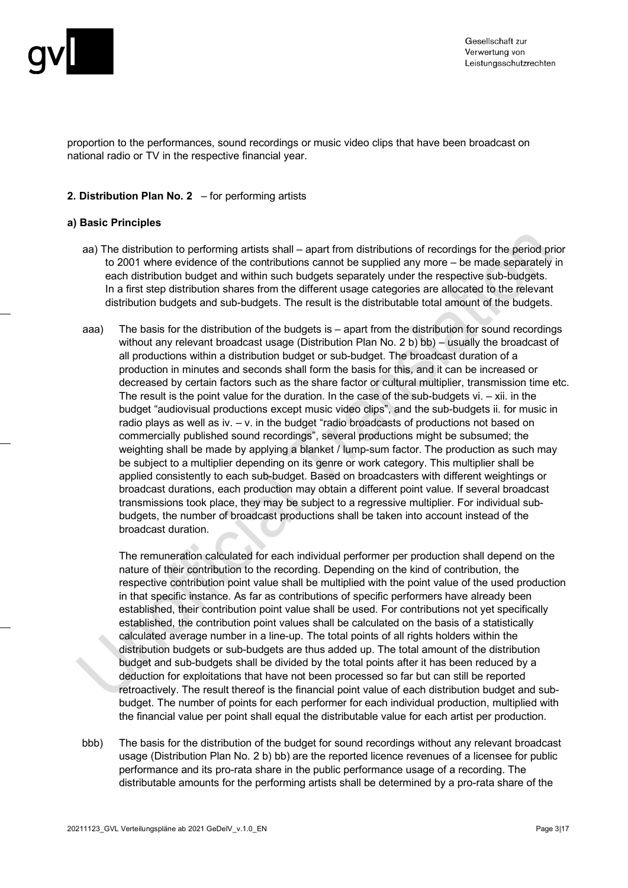proportion to the performances, sound recordings or music video clips that have been broadcast on national radio or TV in the respective financial year.

**2. Distribution Plan No. 2** – for performing artists

**a) Basic Principles**

aa) The distribution to performing artists shall – apart from distributions of recordings for the period prior to 2001 where evidence of the contributions cannot be supplied any more – be made separately in each distribution budget and within such budgets separately under the respective sub-budgets. In a first step distribution shares from the different usage categories are allocated to the relevant distribution budgets and sub-budgets. The result is the distributable total amount of the budgets.

aaa) The basis for the distribution of the budgets is – apart from the distribution for sound recordings without any relevant broadcast usage (Distribution Plan No. 2 b) bb) – usually the broadcast of all productions within a distribution budget or sub-budget. The broadcast duration of a production in minutes and seconds shall form the basis for this, and it can be increased or decreased by certain factors such as the share factor or cultural multiplier, transmission time etc. The result is the point value for the duration. In the case of the sub-budgets vi. – xii. in the budget "audiovisual productions except music video clips", and the sub-budgets ii. for music in radio plays as well as iv. – v. in the budget "radio broadcasts of productions not based on commercially published sound recordings", several productions might be subsumed; the weighting shall be made by applying a blanket / lump-sum factor. The production as such may be subject to a multiplier depending on its genre or work category. This multiplier shall be applied consistently to each sub-budget. Based on broadcasters with different weightings or broadcast durations, each production may obtain a different point value. If several broadcast transmissions took place, they may be subject to a regressive multiplier. For individual sub-budgets, the number of broadcast productions shall be taken into account instead of the broadcast duration.

The remuneration calculated for each individual performer per production shall depend on the nature of their contribution to the recording. Depending on the kind of contribution, the respective contribution point value shall be multiplied with the point value of the used production in that specific instance. As far as contributions of specific performers have already been established, their contribution point value shall be used. For contributions not yet specifically established, the contribution point values shall be calculated on the basis of a statistically calculated average number in a line-up. The total points of all rights holders within the distribution budgets or sub-budgets are thus added up. The total amount of the distribution budget and sub-budgets shall be divided by the total points after it has been reduced by a deduction for exploitations that have not been processed so far but can still be reported retroactively. The result thereof is the financial point value of each distribution budget and sub-budget. The number of points for each performer for each individual production, multiplied with the financial value per point shall equal the distributable value for each artist per production.

bbb) The basis for the distribution of the budget for sound recordings without any relevant broadcast usage (Distribution Plan No. 2 b) bb) are the reported licence revenues of a licensee for public performance and its pro-rata share in the public performance usage of a recording. The distributable amounts for the performing artists shall be determined by a pro-rata share of the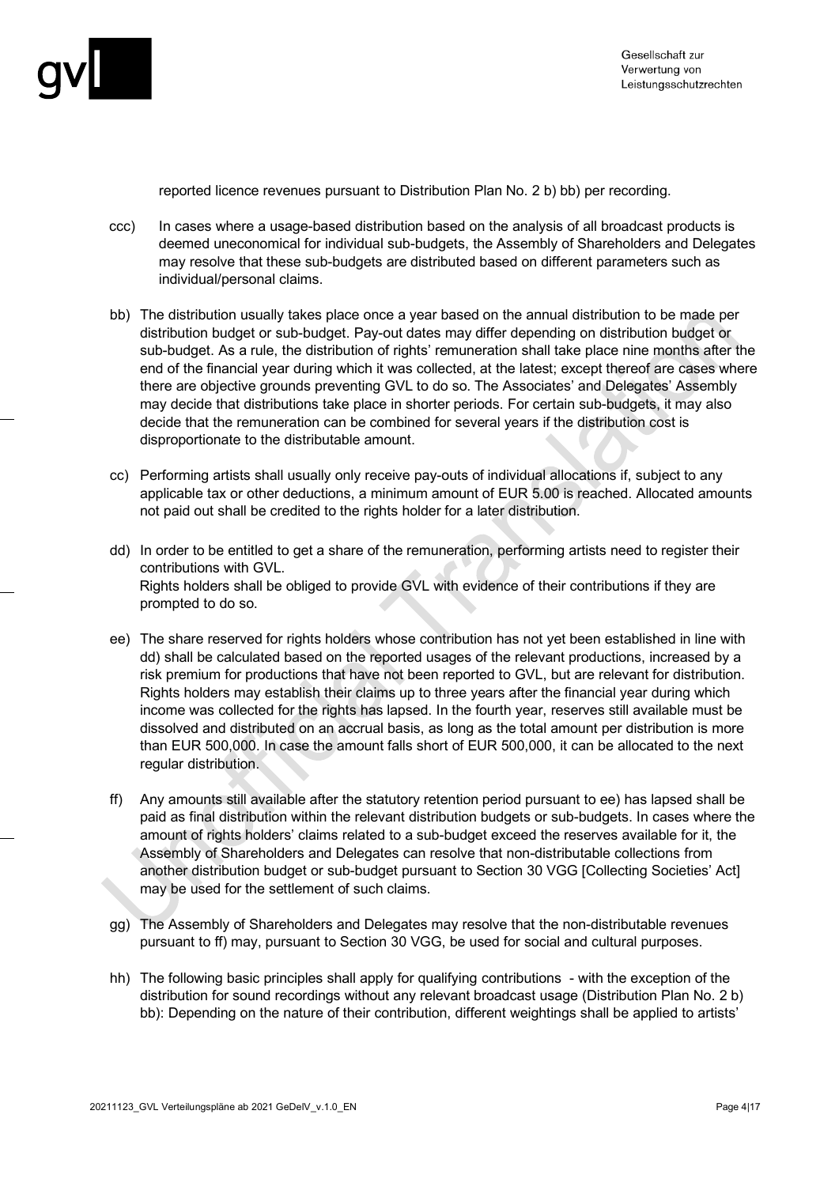reported licence revenues pursuant to Distribution Plan No. 2 b) bb) per recording.

ccc) In cases where a usage-based distribution based on the analysis of all broadcast products is deemed uneconomical for individual sub-budgets, the Assembly of Shareholders and Delegates may resolve that these sub-budgets are distributed based on different parameters such as individual/personal claims.

bb) The distribution usually takes place once a year based on the annual distribution to be made per distribution budget or sub-budget. Pay-out dates may differ depending on distribution budget or sub-budget. As a rule, the distribution of rights' remuneration shall take place nine months after the end of the financial year during which it was collected, at the latest; except thereof are cases where there are objective grounds preventing GVL to do so. The Associates' and Delegates' Assembly may decide that distributions take place in shorter periods. For certain sub-budgets, it may also decide that the remuneration can be combined for several years if the distribution cost is disproportionate to the distributable amount.

cc) Performing artists shall usually only receive pay-outs of individual allocations if, subject to any applicable tax or other deductions, a minimum amount of EUR 5.00 is reached. Allocated amounts not paid out shall be credited to the rights holder for a later distribution.

dd) In order to be entitled to get a share of the remuneration, performing artists need to register their contributions with GVL.
Rights holders shall be obliged to provide GVL with evidence of their contributions if they are prompted to do so.

ee) The share reserved for rights holders whose contribution has not yet been established in line with dd) shall be calculated based on the reported usages of the relevant productions, increased by a risk premium for productions that have not been reported to GVL, but are relevant for distribution. Rights holders may establish their claims up to three years after the financial year during which income was collected for the rights has lapsed. In the fourth year, reserves still available must be dissolved and distributed on an accrual basis, as long as the total amount per distribution is more than EUR 500,000. In case the amount falls short of EUR 500,000, it can be allocated to the next regular distribution.

ff) Any amounts still available after the statutory retention period pursuant to ee) has lapsed shall be paid as final distribution within the relevant distribution budgets or sub-budgets. In cases where the amount of rights holders' claims related to a sub-budget exceed the reserves available for it, the Assembly of Shareholders and Delegates can resolve that non-distributable collections from another distribution budget or sub-budget pursuant to Section 30 VGG [Collecting Societies' Act] may be used for the settlement of such claims.

gg) The Assembly of Shareholders and Delegates may resolve that the non-distributable revenues pursuant to ff) may, pursuant to Section 30 VGG, be used for social and cultural purposes.

hh) The following basic principles shall apply for qualifying contributions - with the exception of the distribution for sound recordings without any relevant broadcast usage (Distribution Plan No. 2 b) bb): Depending on the nature of their contribution, different weightings shall be applied to artists'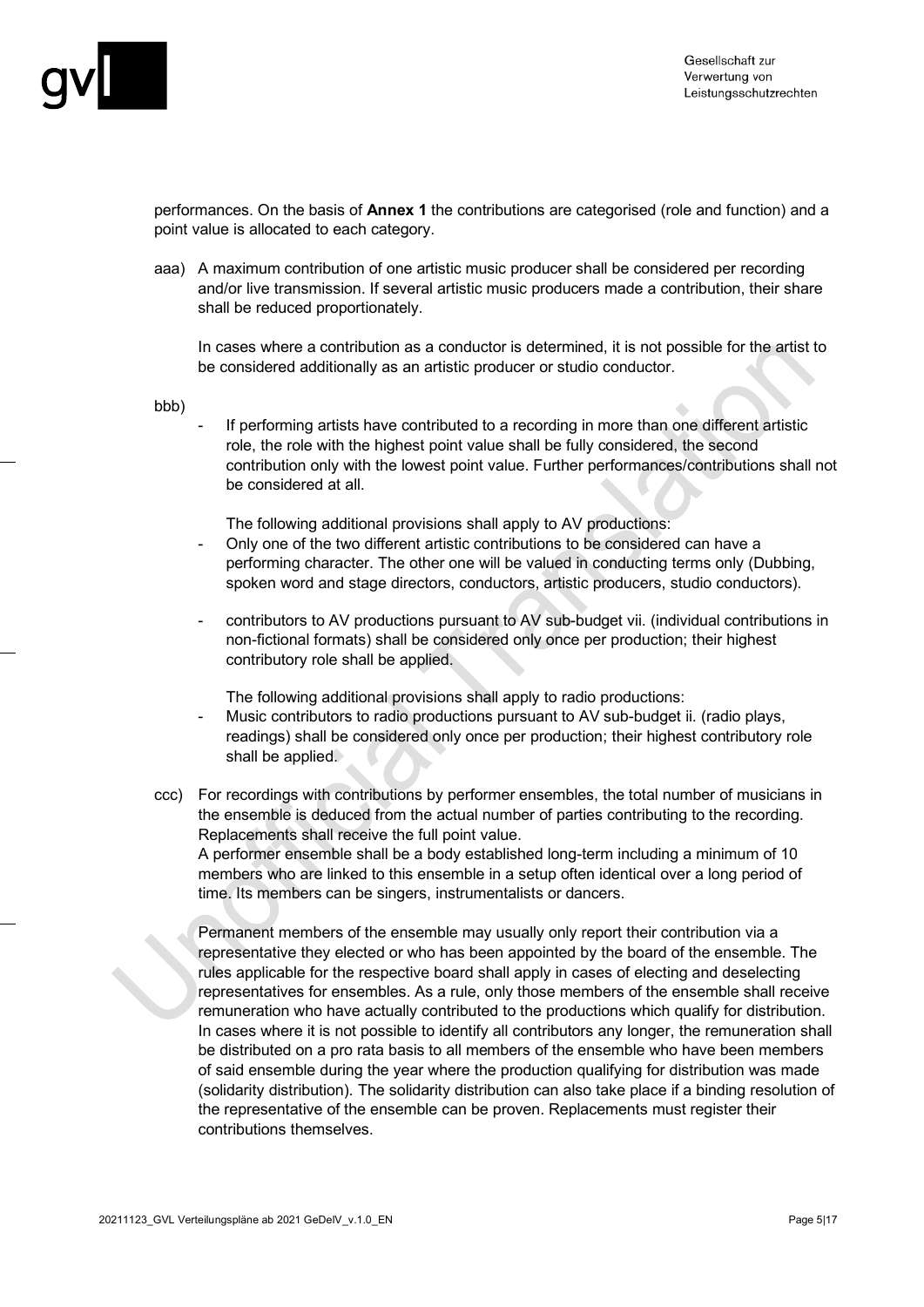performances. On the basis of **Annex 1** the contributions are categorised (role and function) and a point value is allocated to each category.

aaa) A maximum contribution of one artistic music producer shall be considered per recording and/or live transmission. If several artistic music producers made a contribution, their share shall be reduced proportionately.

In cases where a contribution as a conductor is determined, it is not possible for the artist to be considered additionally as an artistic producer or studio conductor.

bbb)

- If performing artists have contributed to a recording in more than one different artistic role, the role with the highest point value shall be fully considered, the second contribution only with the lowest point value. Further performances/contributions shall not be considered at all.

  The following additional provisions shall apply to AV productions:

- Only one of the two different artistic contributions to be considered can have a performing character. The other one will be valued in conducting terms only (Dubbing, spoken word and stage directors, conductors, artistic producers, studio conductors).

- contributors to AV productions pursuant to AV sub-budget vii. (individual contributions in non-fictional formats) shall be considered only once per production; their highest contributory role shall be applied.

  The following additional provisions shall apply to radio productions:

- Music contributors to radio productions pursuant to AV sub-budget ii. (radio plays, readings) shall be considered only once per production; their highest contributory role shall be applied.

ccc) For recordings with contributions by performer ensembles, the total number of musicians in the ensemble is deduced from the actual number of parties contributing to the recording. Replacements shall receive the full point value.
A performer ensemble shall be a body established long-term including a minimum of 10 members who are linked to this ensemble in a setup often identical over a long period of time. Its members can be singers, instrumentalists or dancers.

Permanent members of the ensemble may usually only report their contribution via a representative they elected or who has been appointed by the board of the ensemble. The rules applicable for the respective board shall apply in cases of electing and deselecting representatives for ensembles. As a rule, only those members of the ensemble shall receive remuneration who have actually contributed to the productions which qualify for distribution. In cases where it is not possible to identify all contributors any longer, the remuneration shall be distributed on a pro rata basis to all members of the ensemble who have been members of said ensemble during the year where the production qualifying for distribution was made (solidarity distribution). The solidarity distribution can also take place if a binding resolution of the representative of the ensemble can be proven. Replacements must register their contributions themselves.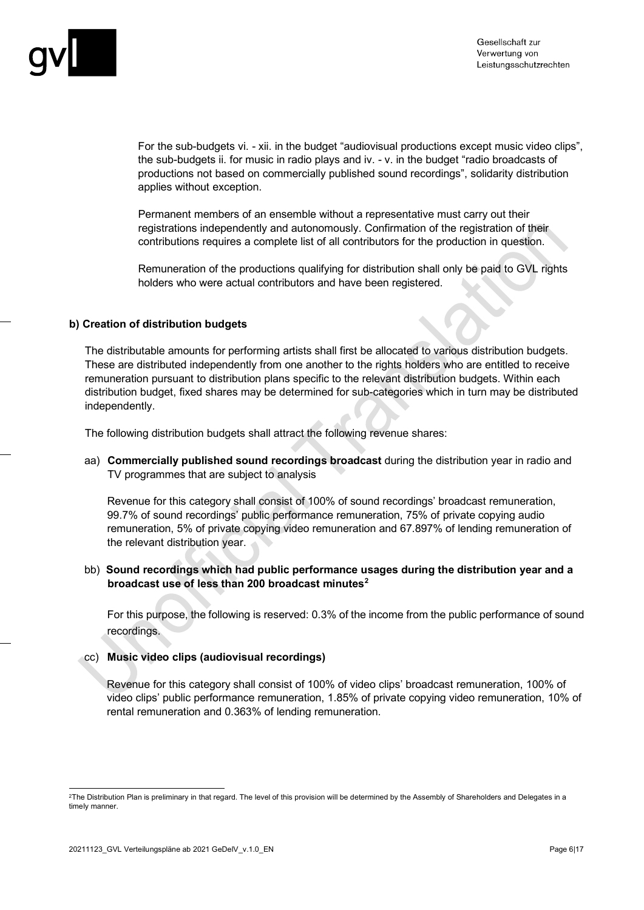For the sub-budgets vi. - xii. in the budget "audiovisual productions except music video clips", the sub-budgets ii. for music in radio plays and iv. - v. in the budget "radio broadcasts of productions not based on commercially published sound recordings", solidarity distribution applies without exception.

Permanent members of an ensemble without a representative must carry out their registrations independently and autonomously. Confirmation of the registration of their contributions requires a complete list of all contributors for the production in question.

Remuneration of the productions qualifying for distribution shall only be paid to GVL rights holders who were actual contributors and have been registered.

**b) Creation of distribution budgets**

The distributable amounts for performing artists shall first be allocated to various distribution budgets. These are distributed independently from one another to the rights holders who are entitled to receive remuneration pursuant to distribution plans specific to the relevant distribution budgets. Within each distribution budget, fixed shares may be determined for sub-categories which in turn may be distributed independently.

The following distribution budgets shall attract the following revenue shares:

aa) **Commercially published sound recordings broadcast** during the distribution year in radio and TV programmes that are subject to analysis

Revenue for this category shall consist of 100% of sound recordings' broadcast remuneration, 99.7% of sound recordings' public performance remuneration, 75% of private copying audio remuneration, 5% of private copying video remuneration and 67.897% of lending remuneration of the relevant distribution year.

bb) **Sound recordings which had public performance usages during the distribution year and a broadcast use of less than 200 broadcast minutes**[2]

For this purpose, the following is reserved: 0.3% of the income from the public performance of sound recordings.

cc) **Music video clips (audiovisual recordings)**

Revenue for this category shall consist of 100% of video clips' broadcast remuneration, 100% of video clips' public performance remuneration, 1.85% of private copying video remuneration, 10% of rental remuneration and 0.363% of lending remuneration.

[2] The Distribution Plan is preliminary in that regard. The level of this provision will be determined by the Assembly of Shareholders and Delegates in a timely manner.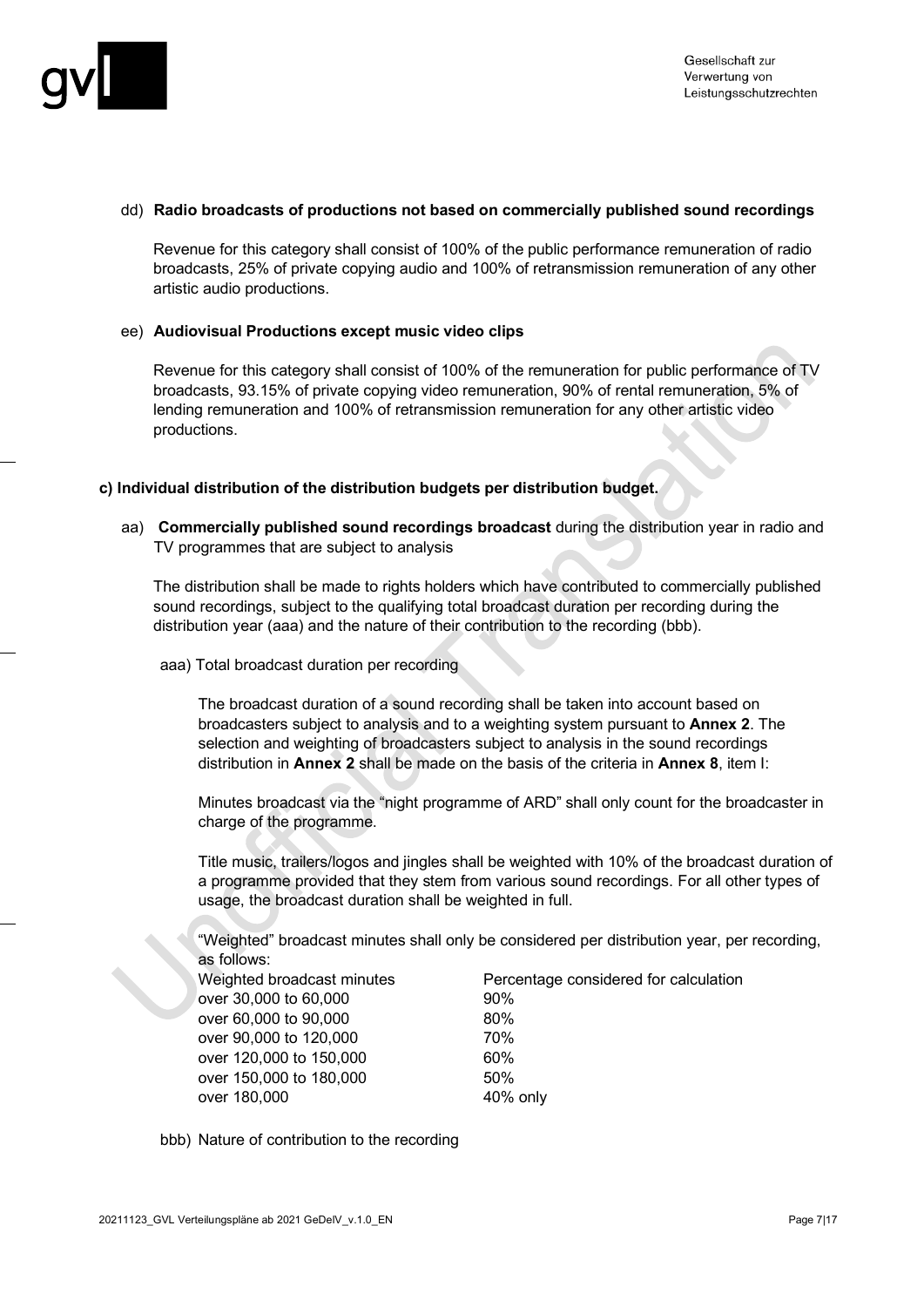dd) **Radio broadcasts of productions not based on commercially published sound recordings**

Revenue for this category shall consist of 100% of the public performance remuneration of radio broadcasts, 25% of private copying audio and 100% of retransmission remuneration of any other artistic audio productions.

ee) **Audiovisual Productions except music video clips**

Revenue for this category shall consist of 100% of the remuneration for public performance of TV broadcasts, 93.15% of private copying video remuneration, 90% of rental remuneration, 5% of lending remuneration and 100% of retransmission remuneration for any other artistic video productions.

**c) Individual distribution of the distribution budgets per distribution budget.**

aa) **Commercially published sound recordings broadcast** during the distribution year in radio and TV programmes that are subject to analysis

The distribution shall be made to rights holders which have contributed to commercially published sound recordings, subject to the qualifying total broadcast duration per recording during the distribution year (aaa) and the nature of their contribution to the recording (bbb).

aaa) Total broadcast duration per recording

The broadcast duration of a sound recording shall be taken into account based on broadcasters subject to analysis and to a weighting system pursuant to **Annex 2**. The selection and weighting of broadcasters subject to analysis in the sound recordings distribution in **Annex 2** shall be made on the basis of the criteria in **Annex 8**, item I:

Minutes broadcast via the "night programme of ARD" shall only count for the broadcaster in charge of the programme.

Title music, trailers/logos and jingles shall be weighted with 10% of the broadcast duration of a programme provided that they stem from various sound recordings. For all other types of usage, the broadcast duration shall be weighted in full.

"Weighted" broadcast minutes shall only be considered per distribution year, per recording, as follows:

| Weighted broadcast minutes | Percentage considered for calculation |
|---|---|
| over 30,000 to 60,000 | 90% |
| over 60,000 to 90,000 | 80% |
| over 90,000 to 120,000 | 70% |
| over 120,000 to 150,000 | 60% |
| over 150,000 to 180,000 | 50% |
| over 180,000 | 40% only |

bbb) Nature of contribution to the recording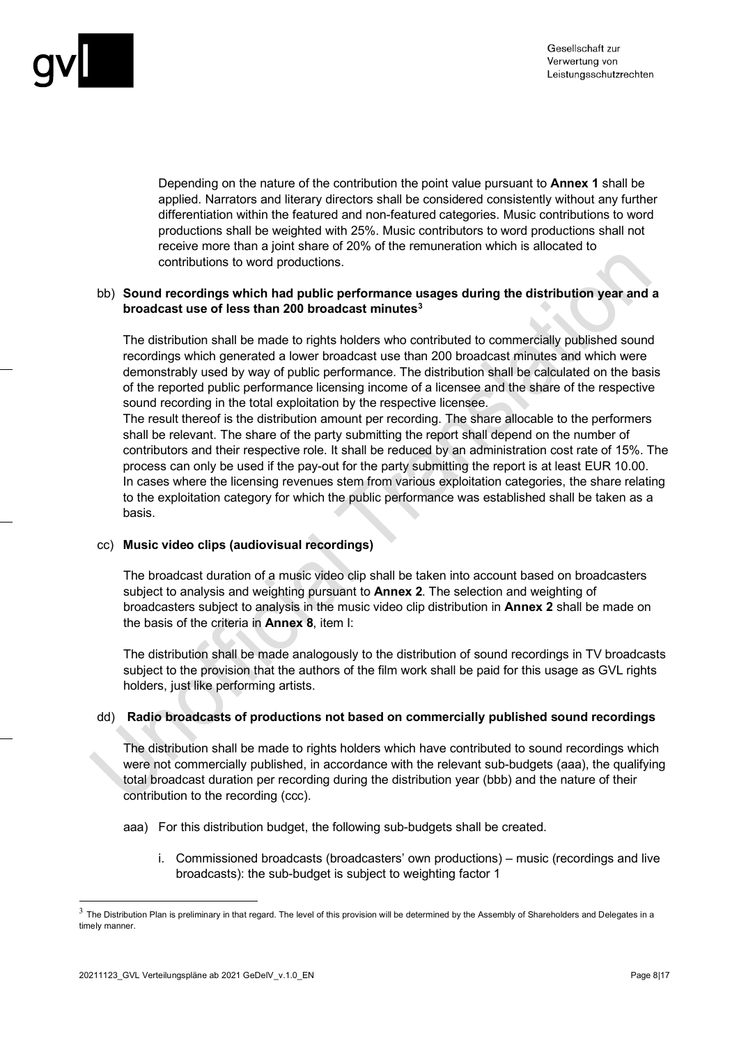Depending on the nature of the contribution the point value pursuant to **Annex 1** shall be applied. Narrators and literary directors shall be considered consistently without any further differentiation within the featured and non-featured categories. Music contributions to word productions shall be weighted with 25%. Music contributors to word productions shall not receive more than a joint share of 20% of the remuneration which is allocated to contributions to word productions.

bb) **Sound recordings which had public performance usages during the distribution year and a broadcast use of less than 200 broadcast minutes**[3]

The distribution shall be made to rights holders who contributed to commercially published sound recordings which generated a lower broadcast use than 200 broadcast minutes and which were demonstrably used by way of public performance. The distribution shall be calculated on the basis of the reported public performance licensing income of a licensee and the share of the respective sound recording in the total exploitation by the respective licensee.
The result thereof is the distribution amount per recording. The share allocable to the performers shall be relevant. The share of the party submitting the report shall depend on the number of contributors and their respective role. It shall be reduced by an administration cost rate of 15%. The process can only be used if the pay-out for the party submitting the report is at least EUR 10.00.
In cases where the licensing revenues stem from various exploitation categories, the share relating to the exploitation category for which the public performance was established shall be taken as a basis.

cc) **Music video clips (audiovisual recordings)**

The broadcast duration of a music video clip shall be taken into account based on broadcasters subject to analysis and weighting pursuant to **Annex 2**. The selection and weighting of broadcasters subject to analysis in the music video clip distribution in **Annex 2** shall be made on the basis of the criteria in **Annex 8**, item I:

The distribution shall be made analogously to the distribution of sound recordings in TV broadcasts subject to the provision that the authors of the film work shall be paid for this usage as GVL rights holders, just like performing artists.

dd) **Radio broadcasts of productions not based on commercially published sound recordings**

The distribution shall be made to rights holders which have contributed to sound recordings which were not commercially published, in accordance with the relevant sub-budgets (aaa), the qualifying total broadcast duration per recording during the distribution year (bbb) and the nature of their contribution to the recording (ccc).

aaa) For this distribution budget, the following sub-budgets shall be created.

i. Commissioned broadcasts (broadcasters' own productions) – music (recordings and live broadcasts): the sub-budget is subject to weighting factor 1

[3] The Distribution Plan is preliminary in that regard. The level of this provision will be determined by the Assembly of Shareholders and Delegates in a timely manner.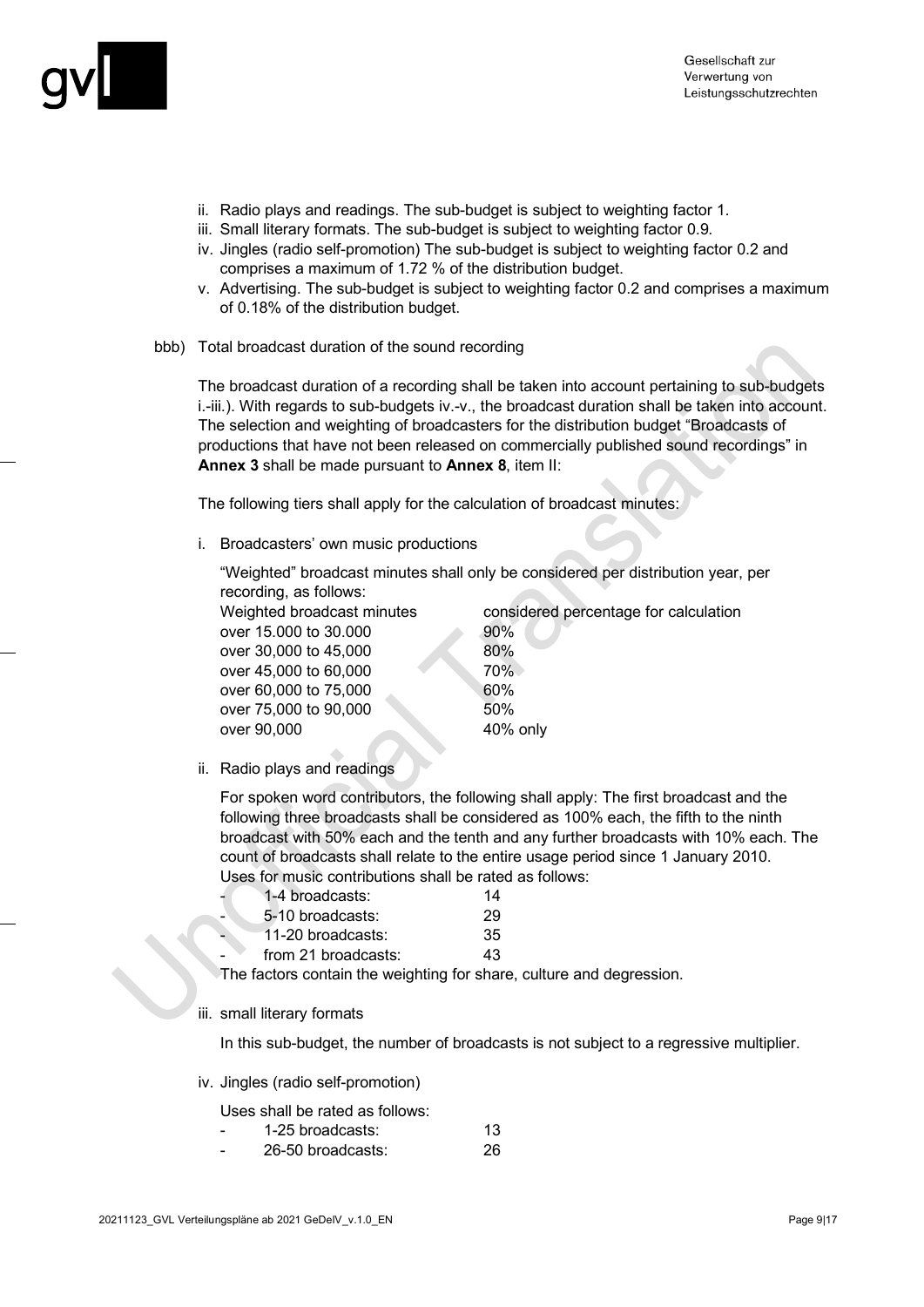ii. Radio plays and readings. The sub-budget is subject to weighting factor 1.
iii. Small literary formats. The sub-budget is subject to weighting factor 0.9.
iv. Jingles (radio self-promotion) The sub-budget is subject to weighting factor 0.2 and comprises a maximum of 1.72 % of the distribution budget.
v. Advertising. The sub-budget is subject to weighting factor 0.2 and comprises a maximum of 0.18% of the distribution budget.

bbb) Total broadcast duration of the sound recording

The broadcast duration of a recording shall be taken into account pertaining to sub-budgets i.-iii.). With regards to sub-budgets iv.-v., the broadcast duration shall be taken into account. The selection and weighting of broadcasters for the distribution budget "Broadcasts of productions that have not been released on commercially published sound recordings" in **Annex 3** shall be made pursuant to **Annex 8**, item II:

The following tiers shall apply for the calculation of broadcast minutes:

i. Broadcasters' own music productions

"Weighted" broadcast minutes shall only be considered per distribution year, per recording, as follows:

| Weighted broadcast minutes | considered percentage for calculation |
|---|---|
| over 15.000 to 30.000 | 90% |
| over 30,000 to 45,000 | 80% |
| over 45,000 to 60,000 | 70% |
| over 60,000 to 75,000 | 60% |
| over 75,000 to 90,000 | 50% |
| over 90,000 | 40% only |

ii. Radio plays and readings

For spoken word contributors, the following shall apply: The first broadcast and the following three broadcasts shall be considered as 100% each, the fifth to the ninth broadcast with 50% each and the tenth and any further broadcasts with 10% each. The count of broadcasts shall relate to the entire usage period since 1 January 2010. Uses for music contributions shall be rated as follows:

- 1-4 broadcasts: 14
- 5-10 broadcasts: 29
- 11-20 broadcasts: 35
- from 21 broadcasts: 43

The factors contain the weighting for share, culture and degression.

iii. small literary formats

In this sub-budget, the number of broadcasts is not subject to a regressive multiplier.

iv. Jingles (radio self-promotion)

Uses shall be rated as follows:

- 1-25 broadcasts: 13
- 26-50 broadcasts: 26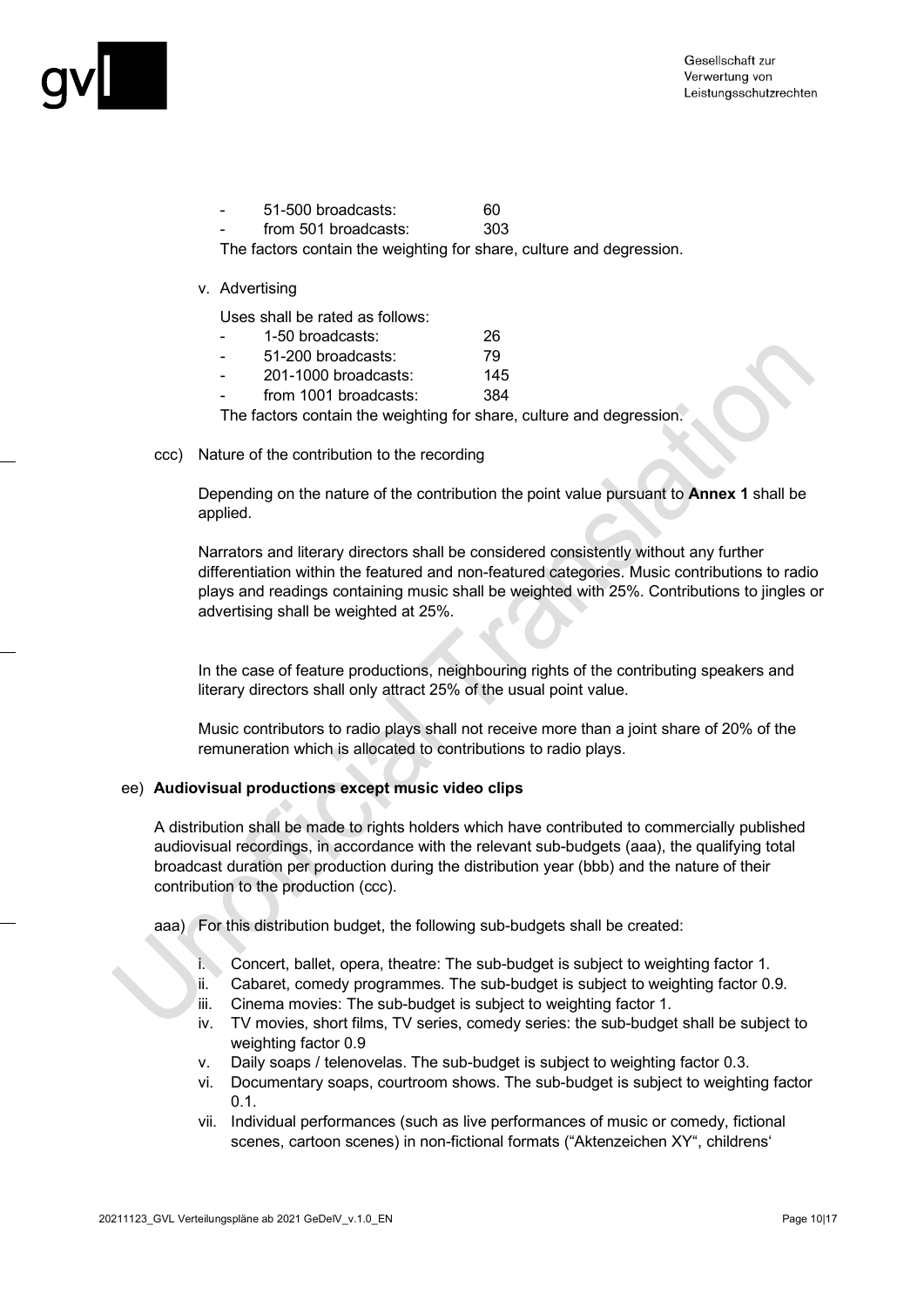- 51-500 broadcasts: 60
- from 501 broadcasts: 303

The factors contain the weighting for share, culture and degression.

v. Advertising

Uses shall be rated as follows:

- 1-50 broadcasts: 26
- 51-200 broadcasts: 79
- 201-1000 broadcasts: 145
- from 1001 broadcasts: 384

The factors contain the weighting for share, culture and degression.

ccc) Nature of the contribution to the recording

Depending on the nature of the contribution the point value pursuant to **Annex 1** shall be applied.

Narrators and literary directors shall be considered consistently without any further differentiation within the featured and non-featured categories. Music contributions to radio plays and readings containing music shall be weighted with 25%. Contributions to jingles or advertising shall be weighted at 25%.

In the case of feature productions, neighbouring rights of the contributing speakers and literary directors shall only attract 25% of the usual point value.

Music contributors to radio plays shall not receive more than a joint share of 20% of the remuneration which is allocated to contributions to radio plays.

ee) **Audiovisual productions except music video clips**

A distribution shall be made to rights holders which have contributed to commercially published audiovisual recordings, in accordance with the relevant sub-budgets (aaa), the qualifying total broadcast duration per production during the distribution year (bbb) and the nature of their contribution to the production (ccc).

aaa) For this distribution budget, the following sub-budgets shall be created:

i. Concert, ballet, opera, theatre: The sub-budget is subject to weighting factor 1.
ii. Cabaret, comedy programmes. The sub-budget is subject to weighting factor 0.9.
iii. Cinema movies: The sub-budget is subject to weighting factor 1.
iv. TV movies, short films, TV series, comedy series: the sub-budget shall be subject to weighting factor 0.9
v. Daily soaps / telenovelas. The sub-budget is subject to weighting factor 0.3.
vi. Documentary soaps, courtroom shows. The sub-budget is subject to weighting factor 0.1.
vii. Individual performances (such as live performances of music or comedy, fictional scenes, cartoon scenes) in non-fictional formats ("Aktenzeichen XY", childrens'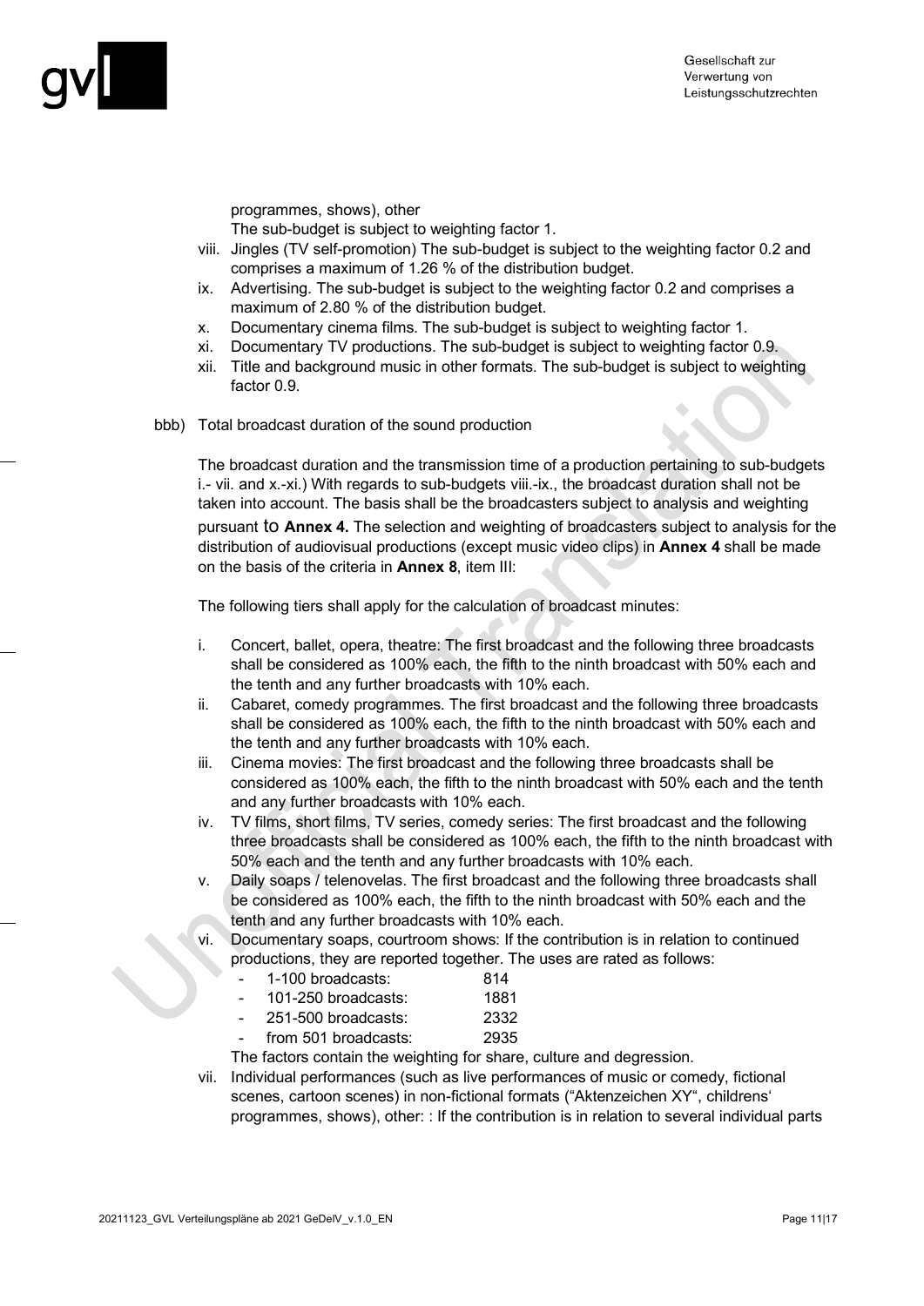programmes, shows), other
The sub-budget is subject to weighting factor 1.

viii. Jingles (TV self-promotion) The sub-budget is subject to the weighting factor 0.2 and comprises a maximum of 1.26 % of the distribution budget.
ix. Advertising. The sub-budget is subject to the weighting factor 0.2 and comprises a maximum of 2.80 % of the distribution budget.
x. Documentary cinema films. The sub-budget is subject to weighting factor 1.
xi. Documentary TV productions. The sub-budget is subject to weighting factor 0.9.
xii. Title and background music in other formats. The sub-budget is subject to weighting factor 0.9.

bbb) Total broadcast duration of the sound production

The broadcast duration and the transmission time of a production pertaining to sub-budgets i.- vii. and x.-xi.) With regards to sub-budgets viii.-ix., the broadcast duration shall not be taken into account. The basis shall be the broadcasters subject to analysis and weighting pursuant to **Annex 4.** The selection and weighting of broadcasters subject to analysis for the distribution of audiovisual productions (except music video clips) in **Annex 4** shall be made on the basis of the criteria in **Annex 8**, item III:

The following tiers shall apply for the calculation of broadcast minutes:

i. Concert, ballet, opera, theatre: The first broadcast and the following three broadcasts shall be considered as 100% each, the fifth to the ninth broadcast with 50% each and the tenth and any further broadcasts with 10% each.
ii. Cabaret, comedy programmes. The first broadcast and the following three broadcasts shall be considered as 100% each, the fifth to the ninth broadcast with 50% each and the tenth and any further broadcasts with 10% each.
iii. Cinema movies: The first broadcast and the following three broadcasts shall be considered as 100% each, the fifth to the ninth broadcast with 50% each and the tenth and any further broadcasts with 10% each.
iv. TV films, short films, TV series, comedy series: The first broadcast and the following three broadcasts shall be considered as 100% each, the fifth to the ninth broadcast with 50% each and the tenth and any further broadcasts with 10% each.
v. Daily soaps / telenovelas. The first broadcast and the following three broadcasts shall be considered as 100% each, the fifth to the ninth broadcast with 50% each and the tenth and any further broadcasts with 10% each.
vi. Documentary soaps, courtroom shows: If the contribution is in relation to continued productions, they are reported together. The uses are rated as follows:
   - 1-100 broadcasts: 814
   - 101-250 broadcasts: 1881
   - 251-500 broadcasts: 2332
   - from 501 broadcasts: 2935

   The factors contain the weighting for share, culture and degression.
vii. Individual performances (such as live performances of music or comedy, fictional scenes, cartoon scenes) in non-fictional formats ("Aktenzeichen XY", childrens' programmes, shows), other: : If the contribution is in relation to several individual parts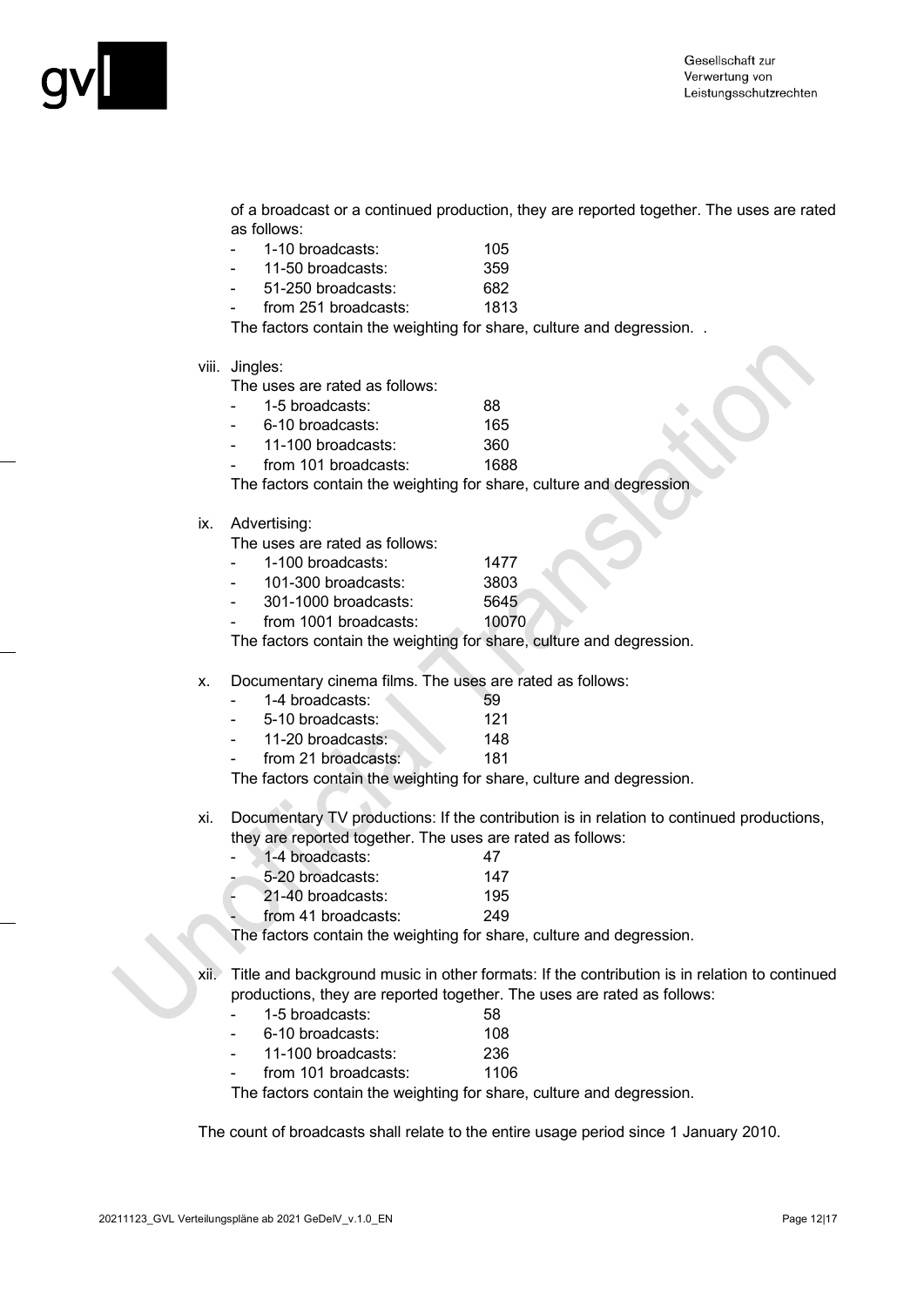of a broadcast or a continued production, they are reported together. The uses are rated as follows:

- 1-10 broadcasts: 105
- 11-50 broadcasts: 359
- 51-250 broadcasts: 682
- from 251 broadcasts: 1813

The factors contain the weighting for share, culture and degression. .

viii. Jingles:

The uses are rated as follows:

- 1-5 broadcasts: 88
- 6-10 broadcasts: 165
- 11-100 broadcasts: 360
- from 101 broadcasts: 1688

The factors contain the weighting for share, culture and degression

ix. Advertising:

The uses are rated as follows:

- 1-100 broadcasts: 1477
- 101-300 broadcasts: 3803
- 301-1000 broadcasts: 5645
- from 1001 broadcasts: 10070

The factors contain the weighting for share, culture and degression.

x. Documentary cinema films. The uses are rated as follows:

- 1-4 broadcasts: 59
- 5-10 broadcasts: 121
- 11-20 broadcasts: 148
- from 21 broadcasts: 181

The factors contain the weighting for share, culture and degression.

xi. Documentary TV productions: If the contribution is in relation to continued productions, they are reported together. The uses are rated as follows:

- 1-4 broadcasts: 47
- 5-20 broadcasts: 147
- 21-40 broadcasts: 195
- from 41 broadcasts: 249

The factors contain the weighting for share, culture and degression.

xii. Title and background music in other formats: If the contribution is in relation to continued productions, they are reported together. The uses are rated as follows:

- 1-5 broadcasts: 58
- 6-10 broadcasts: 108
- 11-100 broadcasts: 236
- from 101 broadcasts: 1106

The factors contain the weighting for share, culture and degression.

The count of broadcasts shall relate to the entire usage period since 1 January 2010.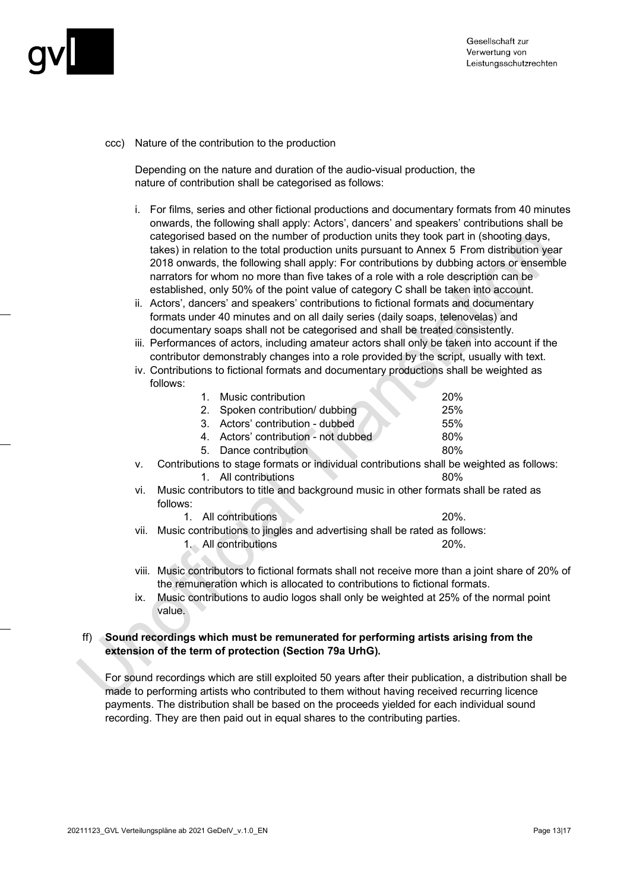ccc) Nature of the contribution to the production

Depending on the nature and duration of the audio-visual production, the nature of contribution shall be categorised as follows:

i. For films, series and other fictional productions and documentary formats from 40 minutes onwards, the following shall apply: Actors', dancers' and speakers' contributions shall be categorised based on the number of production units they took part in (shooting days, takes) in relation to the total production units pursuant to Annex 5 From distribution year 2018 onwards, the following shall apply: For contributions by dubbing actors or ensemble narrators for whom no more than five takes of a role with a role description can be established, only 50% of the point value of category C shall be taken into account.

ii. Actors', dancers' and speakers' contributions to fictional formats and documentary formats under 40 minutes and on all daily series (daily soaps, telenovelas) and documentary soaps shall not be categorised and shall be treated consistently.

iii. Performances of actors, including amateur actors shall only be taken into account if the contributor demonstrably changes into a role provided by the script, usually with text.

iv. Contributions to fictional formats and documentary productions shall be weighted as follows:

| | |
|---|---|
| 1. Music contribution | 20% |
| 2. Spoken contribution/ dubbing | 25% |
| 3. Actors' contribution - dubbed | 55% |
| 4. Actors' contribution - not dubbed | 80% |
| 5. Dance contribution | 80% |

v. Contributions to stage formats or individual contributions shall be weighted as follows:

| | |
|---|---|
| 1. All contributions | 80% |

vi. Music contributors to title and background music in other formats shall be rated as follows:

| | |
|---|---|
| 1. All contributions | 20%. |

vii. Music contributions to jingles and advertising shall be rated as follows:

| | |
|---|---|
| 1. All contributions | 20%. |

viii. Music contributors to fictional formats shall not receive more than a joint share of 20% of the remuneration which is allocated to contributions to fictional formats.

ix. Music contributions to audio logos shall only be weighted at 25% of the normal point value.

ff) **Sound recordings which must be remunerated for performing artists arising from the extension of the term of protection (Section 79a UrhG).**

For sound recordings which are still exploited 50 years after their publication, a distribution shall be made to performing artists who contributed to them without having received recurring licence payments. The distribution shall be based on the proceeds yielded for each individual sound recording. They are then paid out in equal shares to the contributing parties.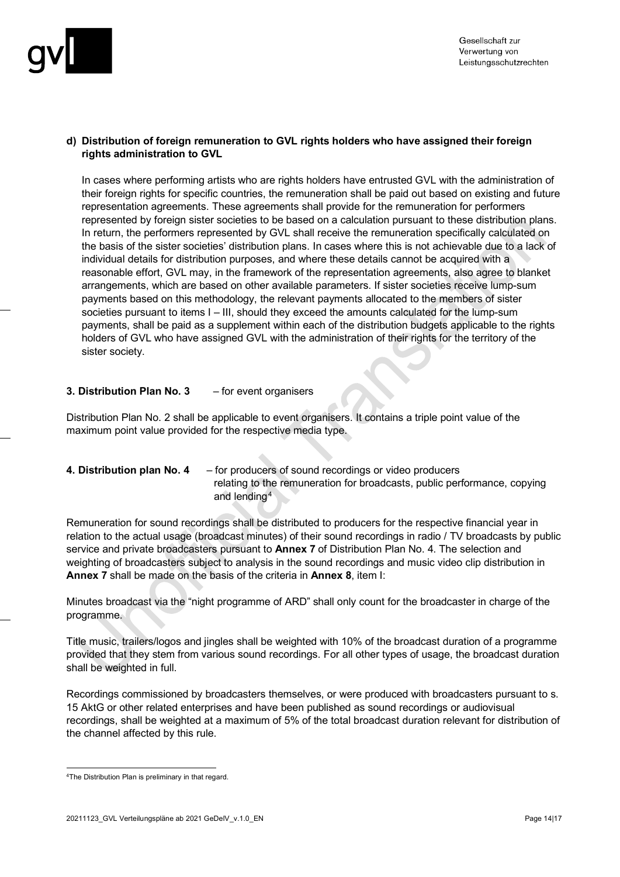**d) Distribution of foreign remuneration to GVL rights holders who have assigned their foreign rights administration to GVL**

In cases where performing artists who are rights holders have entrusted GVL with the administration of their foreign rights for specific countries, the remuneration shall be paid out based on existing and future representation agreements. These agreements shall provide for the remuneration for performers represented by foreign sister societies to be based on a calculation pursuant to these distribution plans. In return, the performers represented by GVL shall receive the remuneration specifically calculated on the basis of the sister societies' distribution plans. In cases where this is not achievable due to a lack of individual details for distribution purposes, and where these details cannot be acquired with a reasonable effort, GVL may, in the framework of the representation agreements, also agree to blanket arrangements, which are based on other available parameters. If sister societies receive lump-sum payments based on this methodology, the relevant payments allocated to the members of sister societies pursuant to items I – III, should they exceed the amounts calculated for the lump-sum payments, shall be paid as a supplement within each of the distribution budgets applicable to the rights holders of GVL who have assigned GVL with the administration of their rights for the territory of the sister society.

**3. Distribution Plan No. 3** – for event organisers

Distribution Plan No. 2 shall be applicable to event organisers. It contains a triple point value of the maximum point value provided for the respective media type.

**4. Distribution plan No. 4** – for producers of sound recordings or video producers relating to the remuneration for broadcasts, public performance, copying and lending[4]

Remuneration for sound recordings shall be distributed to producers for the respective financial year in relation to the actual usage (broadcast minutes) of their sound recordings in radio / TV broadcasts by public service and private broadcasters pursuant to **Annex 7** of Distribution Plan No. 4. The selection and weighting of broadcasters subject to analysis in the sound recordings and music video clip distribution in **Annex 7** shall be made on the basis of the criteria in **Annex 8**, item I:

Minutes broadcast via the "night programme of ARD" shall only count for the broadcaster in charge of the programme.

Title music, trailers/logos and jingles shall be weighted with 10% of the broadcast duration of a programme provided that they stem from various sound recordings. For all other types of usage, the broadcast duration shall be weighted in full.

Recordings commissioned by broadcasters themselves, or were produced with broadcasters pursuant to s. 15 AktG or other related enterprises and have been published as sound recordings or audiovisual recordings, shall be weighted at a maximum of 5% of the total broadcast duration relevant for distribution of the channel affected by this rule.

[4] The Distribution Plan is preliminary in that regard.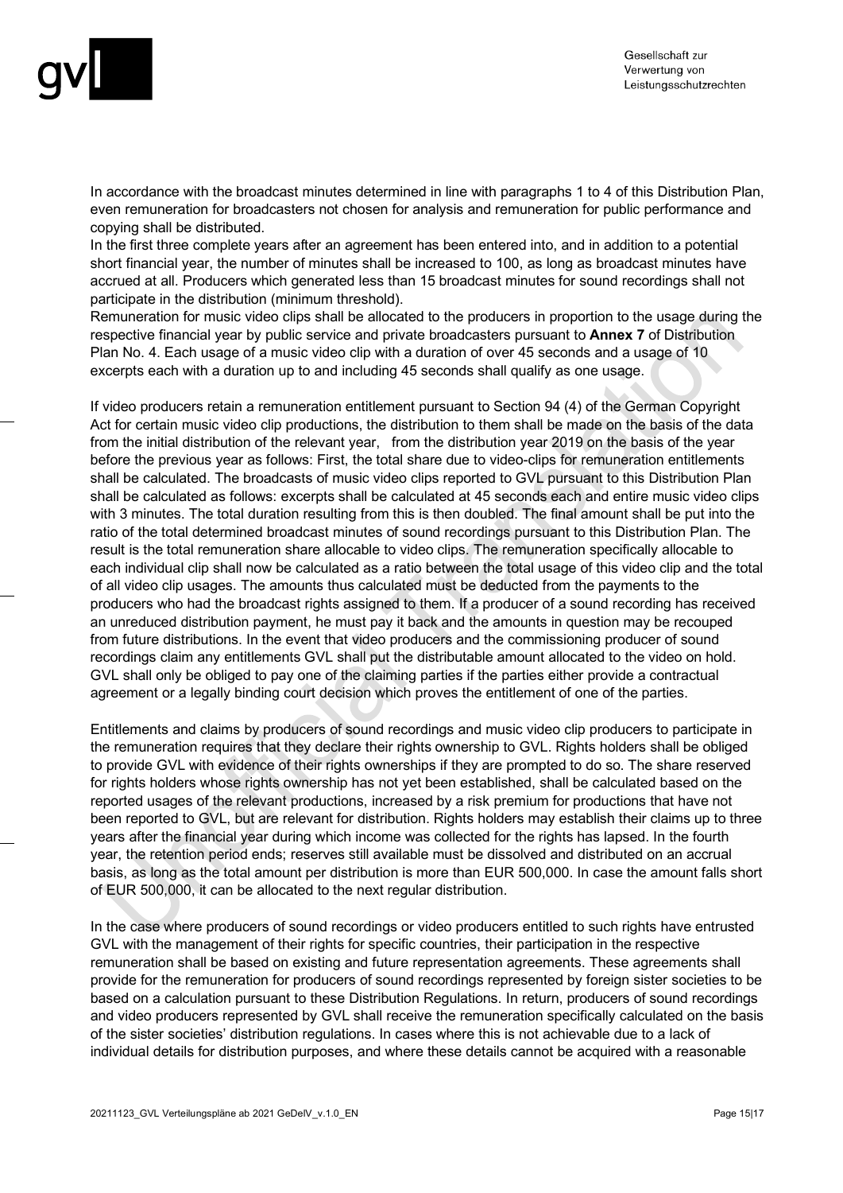In accordance with the broadcast minutes determined in line with paragraphs 1 to 4 of this Distribution Plan, even remuneration for broadcasters not chosen for analysis and remuneration for public performance and copying shall be distributed.

In the first three complete years after an agreement has been entered into, and in addition to a potential short financial year, the number of minutes shall be increased to 100, as long as broadcast minutes have accrued at all. Producers which generated less than 15 broadcast minutes for sound recordings shall not participate in the distribution (minimum threshold).

Remuneration for music video clips shall be allocated to the producers in proportion to the usage during the respective financial year by public service and private broadcasters pursuant to **Annex 7** of Distribution Plan No. 4. Each usage of a music video clip with a duration of over 45 seconds and a usage of 10 excerpts each with a duration up to and including 45 seconds shall qualify as one usage.

If video producers retain a remuneration entitlement pursuant to Section 94 (4) of the German Copyright Act for certain music video clip productions, the distribution to them shall be made on the basis of the data from the initial distribution of the relevant year, from the distribution year 2019 on the basis of the year before the previous year as follows: First, the total share due to video-clips for remuneration entitlements shall be calculated. The broadcasts of music video clips reported to GVL pursuant to this Distribution Plan shall be calculated as follows: excerpts shall be calculated at 45 seconds each and entire music video clips with 3 minutes. The total duration resulting from this is then doubled. The final amount shall be put into the ratio of the total determined broadcast minutes of sound recordings pursuant to this Distribution Plan. The result is the total remuneration share allocable to video clips. The remuneration specifically allocable to each individual clip shall now be calculated as a ratio between the total usage of this video clip and the total of all video clip usages. The amounts thus calculated must be deducted from the payments to the producers who had the broadcast rights assigned to them. If a producer of a sound recording has received an unreduced distribution payment, he must pay it back and the amounts in question may be recouped from future distributions. In the event that video producers and the commissioning producer of sound recordings claim any entitlements GVL shall put the distributable amount allocated to the video on hold. GVL shall only be obliged to pay one of the claiming parties if the parties either provide a contractual agreement or a legally binding court decision which proves the entitlement of one of the parties.

Entitlements and claims by producers of sound recordings and music video clip producers to participate in the remuneration requires that they declare their rights ownership to GVL. Rights holders shall be obliged to provide GVL with evidence of their rights ownerships if they are prompted to do so. The share reserved for rights holders whose rights ownership has not yet been established, shall be calculated based on the reported usages of the relevant productions, increased by a risk premium for productions that have not been reported to GVL, but are relevant for distribution. Rights holders may establish their claims up to three years after the financial year during which income was collected for the rights has lapsed. In the fourth year, the retention period ends; reserves still available must be dissolved and distributed on an accrual basis, as long as the total amount per distribution is more than EUR 500,000. In case the amount falls short of EUR 500,000, it can be allocated to the next regular distribution.

In the case where producers of sound recordings or video producers entitled to such rights have entrusted GVL with the management of their rights for specific countries, their participation in the respective remuneration shall be based on existing and future representation agreements. These agreements shall provide for the remuneration for producers of sound recordings represented by foreign sister societies to be based on a calculation pursuant to these Distribution Regulations. In return, producers of sound recordings and video producers represented by GVL shall receive the remuneration specifically calculated on the basis of the sister societies' distribution regulations. In cases where this is not achievable due to a lack of individual details for distribution purposes, and where these details cannot be acquired with a reasonable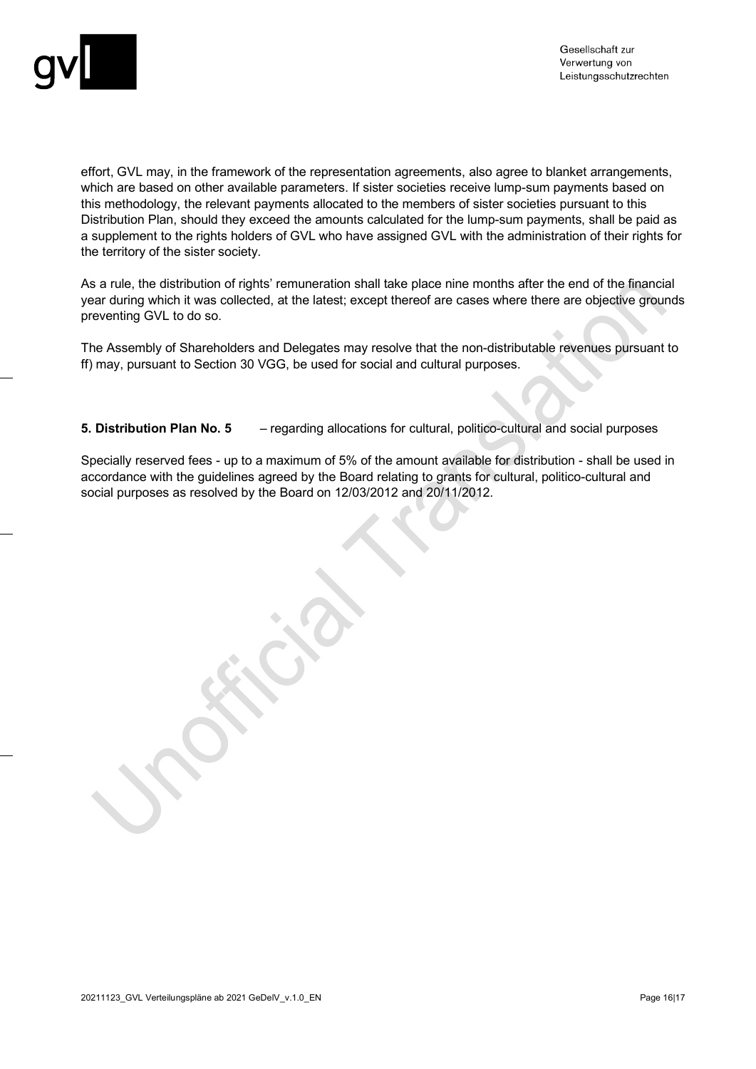effort, GVL may, in the framework of the representation agreements, also agree to blanket arrangements, which are based on other available parameters. If sister societies receive lump-sum payments based on this methodology, the relevant payments allocated to the members of sister societies pursuant to this Distribution Plan, should they exceed the amounts calculated for the lump-sum payments, shall be paid as a supplement to the rights holders of GVL who have assigned GVL with the administration of their rights for the territory of the sister society.

As a rule, the distribution of rights' remuneration shall take place nine months after the end of the financial year during which it was collected, at the latest; except thereof are cases where there are objective grounds preventing GVL to do so.

The Assembly of Shareholders and Delegates may resolve that the non-distributable revenues pursuant to ff) may, pursuant to Section 30 VGG, be used for social and cultural purposes.

**5. Distribution Plan No. 5** – regarding allocations for cultural, politico-cultural and social purposes

Specially reserved fees - up to a maximum of 5% of the amount available for distribution - shall be used in accordance with the guidelines agreed by the Board relating to grants for cultural, politico-cultural and social purposes as resolved by the Board on 12/03/2012 and 20/11/2012.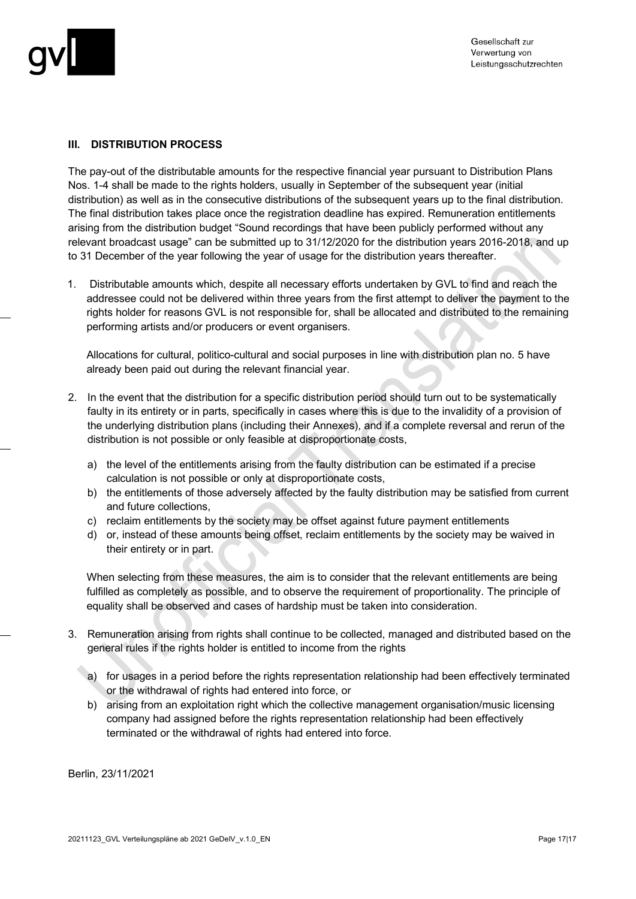## III. DISTRIBUTION PROCESS

The pay-out of the distributable amounts for the respective financial year pursuant to Distribution Plans Nos. 1-4 shall be made to the rights holders, usually in September of the subsequent year (initial distribution) as well as in the consecutive distributions of the subsequent years up to the final distribution. The final distribution takes place once the registration deadline has expired. Remuneration entitlements arising from the distribution budget "Sound recordings that have been publicly performed without any relevant broadcast usage" can be submitted up to 31/12/2020 for the distribution years 2016-2018, and up to 31 December of the year following the year of usage for the distribution years thereafter.

1. Distributable amounts which, despite all necessary efforts undertaken by GVL to find and reach the addressee could not be delivered within three years from the first attempt to deliver the payment to the rights holder for reasons GVL is not responsible for, shall be allocated and distributed to the remaining performing artists and/or producers or event organisers.

   Allocations for cultural, politico-cultural and social purposes in line with distribution plan no. 5 have already been paid out during the relevant financial year.

2. In the event that the distribution for a specific distribution period should turn out to be systematically faulty in its entirety or in parts, specifically in cases where this is due to the invalidity of a provision of the underlying distribution plans (including their Annexes), and if a complete reversal and rerun of the distribution is not possible or only feasible at disproportionate costs,

   a) the level of the entitlements arising from the faulty distribution can be estimated if a precise calculation is not possible or only at disproportionate costs,
   b) the entitlements of those adversely affected by the faulty distribution may be satisfied from current and future collections,
   c) reclaim entitlements by the society may be offset against future payment entitlements
   d) or, instead of these amounts being offset, reclaim entitlements by the society may be waived in their entirety or in part.

   When selecting from these measures, the aim is to consider that the relevant entitlements are being fulfilled as completely as possible, and to observe the requirement of proportionality. The principle of equality shall be observed and cases of hardship must be taken into consideration.

3. Remuneration arising from rights shall continue to be collected, managed and distributed based on the general rules if the rights holder is entitled to income from the rights

   a) for usages in a period before the rights representation relationship had been effectively terminated or the withdrawal of rights had entered into force, or
   b) arising from an exploitation right which the collective management organisation/music licensing company had assigned before the rights representation relationship had been effectively terminated or the withdrawal of rights had entered into force.

Berlin, 23/11/2021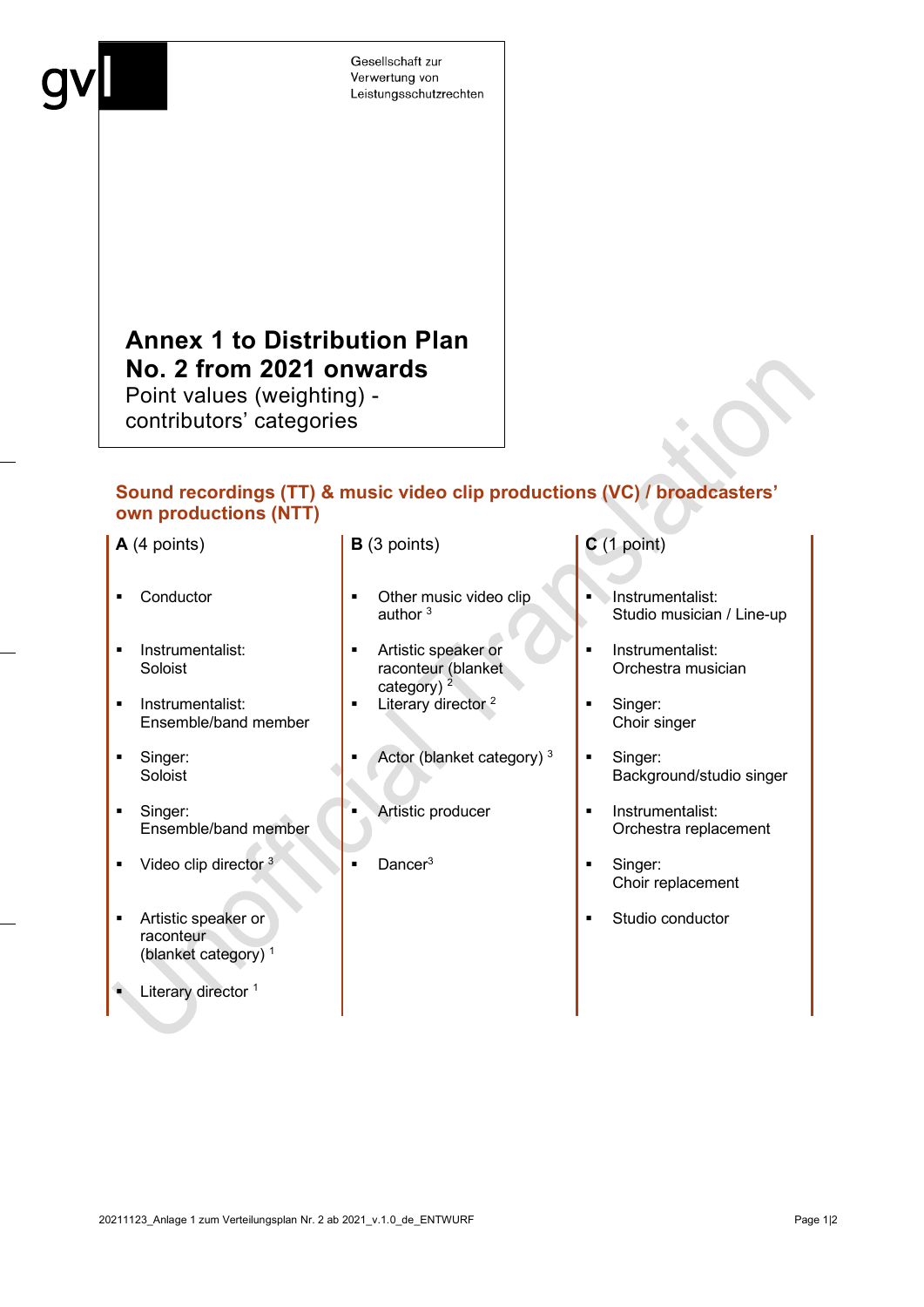Gesellschaft zur Verwertung von Leistungsschutzrechten

# Annex 1 to Distribution Plan No. 2 from 2021 onwards

Point values (weighting) - contributors' categories

## Sound recordings (TT) & music video clip productions (VC) / broadcasters' own productions (NTT)

| **A** (4 points) | **B** (3 points) | **C** (1 point) |
|---|---|---|
| Conductor | Other music video clip author [3] | Instrumentalist: Studio musician / Line-up |
| Instrumentalist: Soloist | Artistic speaker or raconteur (blanket category) [2] | Instrumentalist: Orchestra musician |
| Instrumentalist: Ensemble/band member | Literary director [2] | Singer: Choir singer |
| Singer: Soloist | Actor (blanket category) [3] | Singer: Background/studio singer |
| Singer: Ensemble/band member | Artistic producer | Instrumentalist: Orchestra replacement |
| Video clip director [3] | Dancer[3] | Singer: Choir replacement |
| Artistic speaker or raconteur (blanket category) [1] | | Studio conductor |
| Literary director [1] | | |

20211123_Anlage 1 zum Verteilungsplan Nr. 2 ab 2021_v.1.0_de_ENTWURF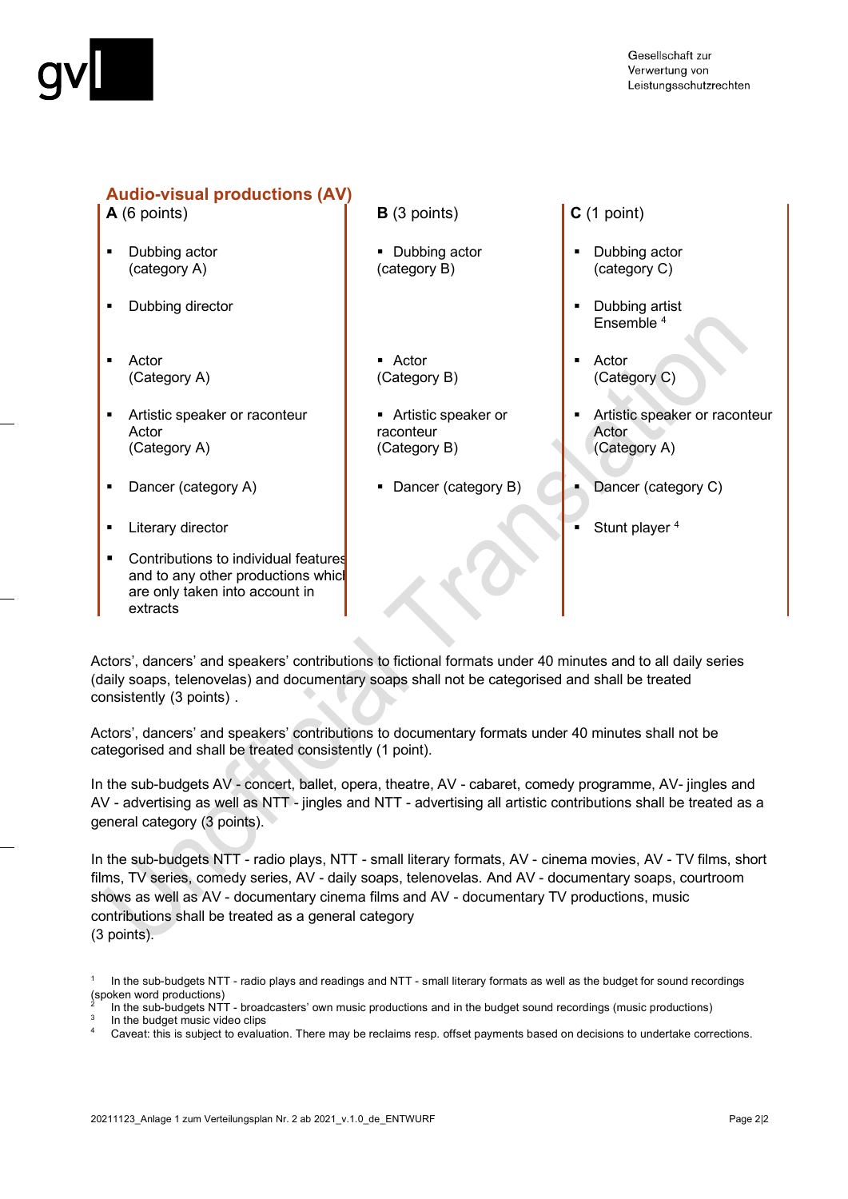## Audio-visual productions (AV)

| **A** (6 points) | **B** (3 points) | **C** (1 point) |
|---|---|---|
| ▪ Dubbing actor (category A) | ▪ Dubbing actor (category B) | ▪ Dubbing actor (category C) |
| ▪ Dubbing director | | ▪ Dubbing artist Ensemble [4] |
| ▪ Actor (Category A) | ▪ Actor (Category B) | ▪ Actor (Category C) |
| ▪ Artistic speaker or raconteur Actor (Category A) | ▪ Artistic speaker or raconteur (Category B) | ▪ Artistic speaker or raconteur Actor (Category A) |
| ▪ Dancer (category A) | ▪ Dancer (category B) | ▪ Dancer (category C) |
| ▪ Literary director | | ▪ Stunt player [4] |
| ▪ Contributions to individual features and to any other productions which are only taken into account in extracts | | |

Actors', dancers' and speakers' contributions to fictional formats under 40 minutes and to all daily series (daily soaps, telenovelas) and documentary soaps shall not be categorised and shall be treated consistently (3 points) .

Actors', dancers' and speakers' contributions to documentary formats under 40 minutes shall not be categorised and shall be treated consistently (1 point).

In the sub-budgets AV - concert, ballet, opera, theatre, AV - cabaret, comedy programme, AV- jingles and AV - advertising as well as NTT - jingles and NTT - advertising all artistic contributions shall be treated as a general category (3 points).

In the sub-budgets NTT - radio plays, NTT - small literary formats, AV - cinema movies, AV - TV films, short films, TV series, comedy series, AV - daily soaps, telenovelas. And AV - documentary soaps, courtroom shows as well as AV - documentary cinema films and AV - documentary TV productions, music contributions shall be treated as a general category
(3 points).

[1] In the sub-budgets NTT - radio plays and readings and NTT - small literary formats as well as the budget for sound recordings (spoken word productions)

[2] In the sub-budgets NTT - broadcasters' own music productions and in the budget sound recordings (music productions)

[3] In the budget music video clips

[4] Caveat: this is subject to evaluation. There may be reclaims resp. offset payments based on decisions to undertake corrections.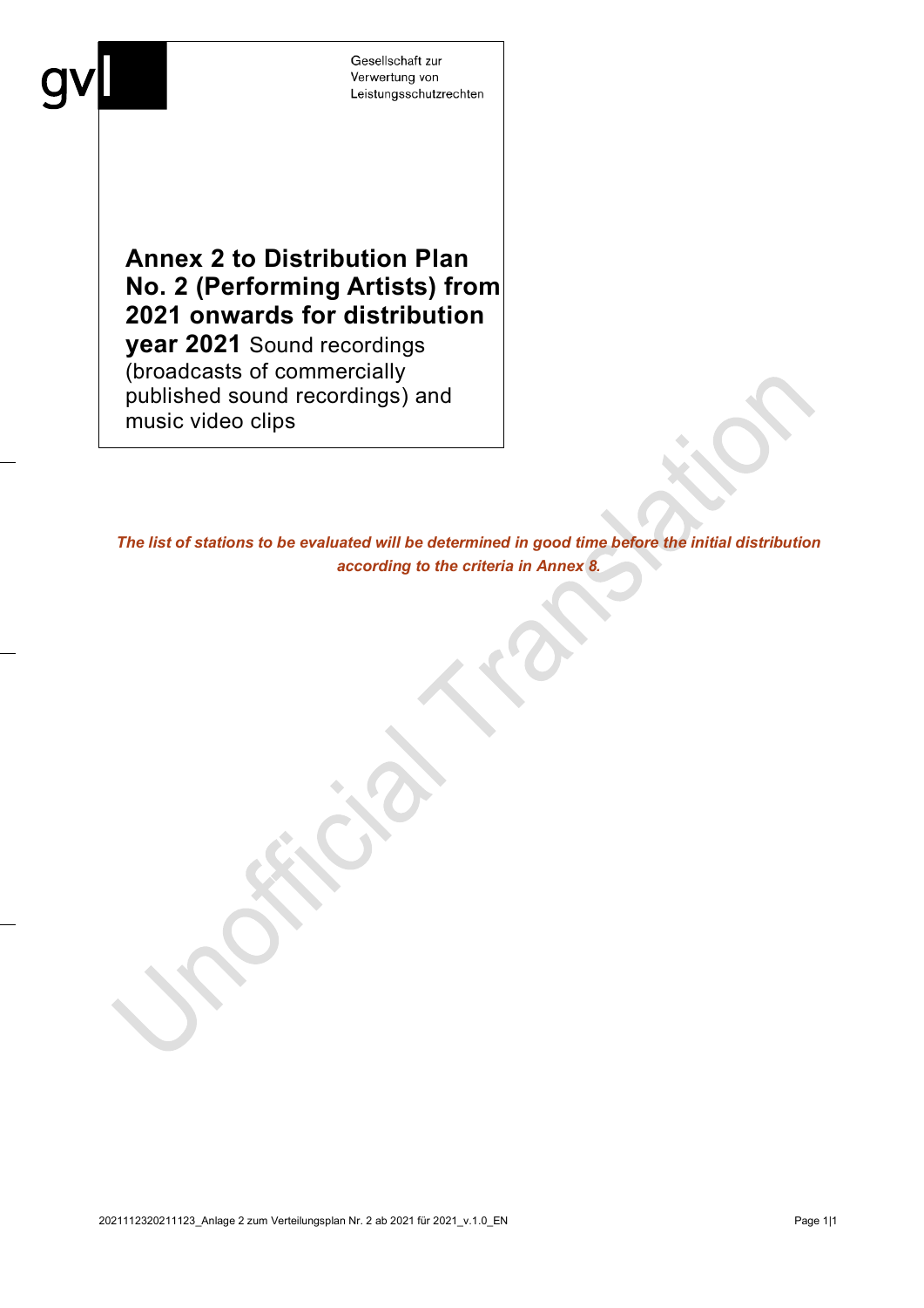Gesellschaft zur Verwertung von Leistungsschutzrechten

# Annex 2 to Distribution Plan No. 2 (Performing Artists) from 2021 onwards for distribution year 2021

Sound recordings (broadcasts of commercially published sound recordings) and music video clips

***The list of stations to be evaluated will be determined in good time before the initial distribution according to the criteria in Annex 8.***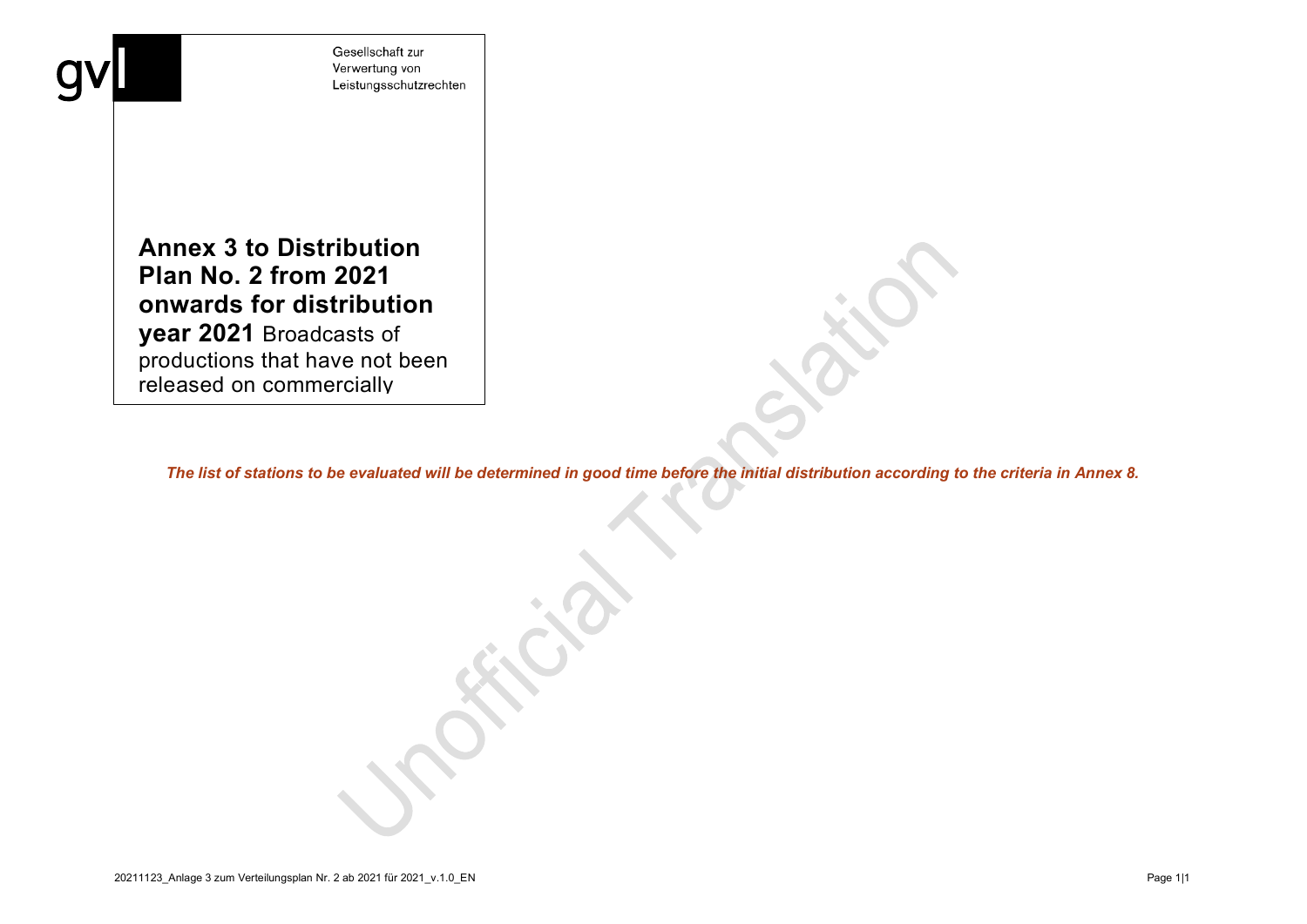Gesellschaft zur Verwertung von Leistungsschutzrechten

# Annex 3 to Distribution Plan No. 2 from 2021 onwards for distribution year 2021

Broadcasts of productions that have not been released on commercially

***The list of stations to be evaluated will be determined in good time before the initial distribution according to the criteria in Annex 8.***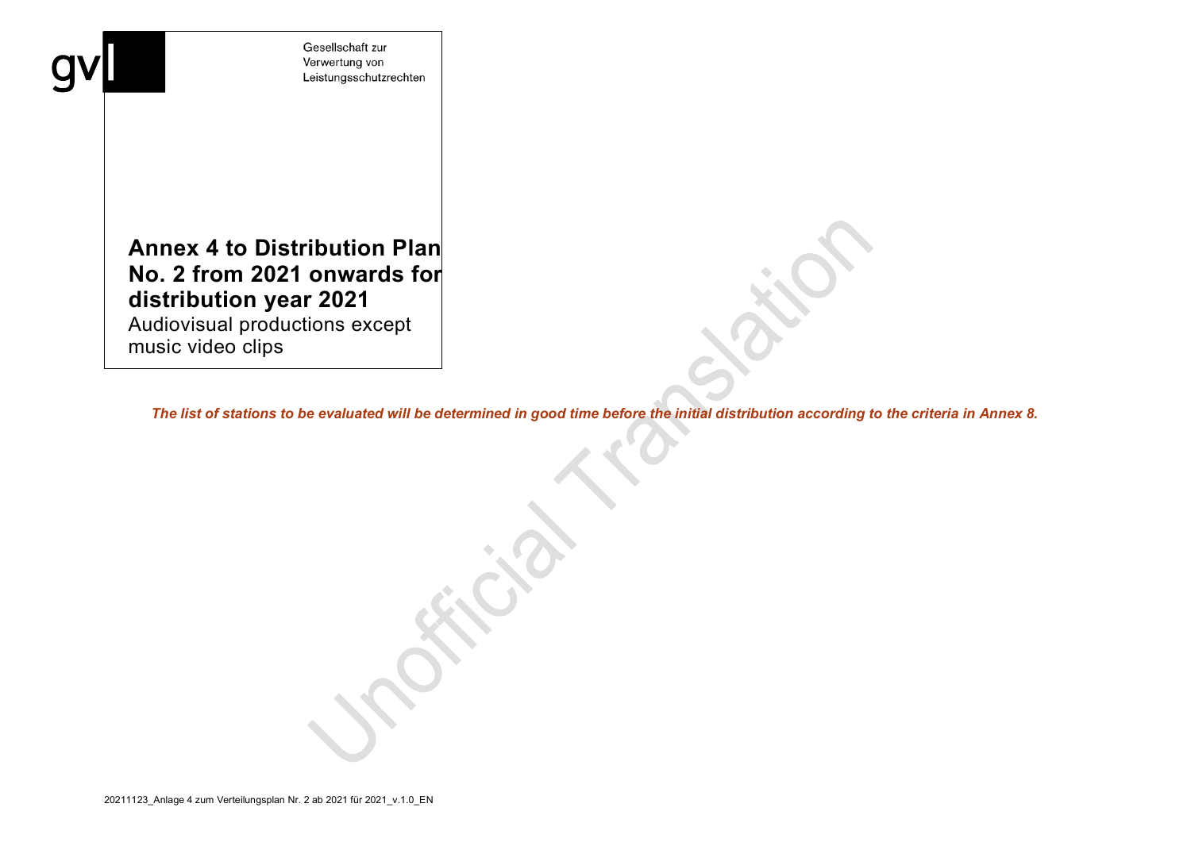Gesellschaft zur
Verwertung von
Leistungsschutzrechten

# Annex 4 to Distribution Plan No. 2 from 2021 onwards for distribution year 2021

Audiovisual productions except music video clips

***The list of stations to be evaluated will be determined in good time before the initial distribution according to the criteria in Annex 8.***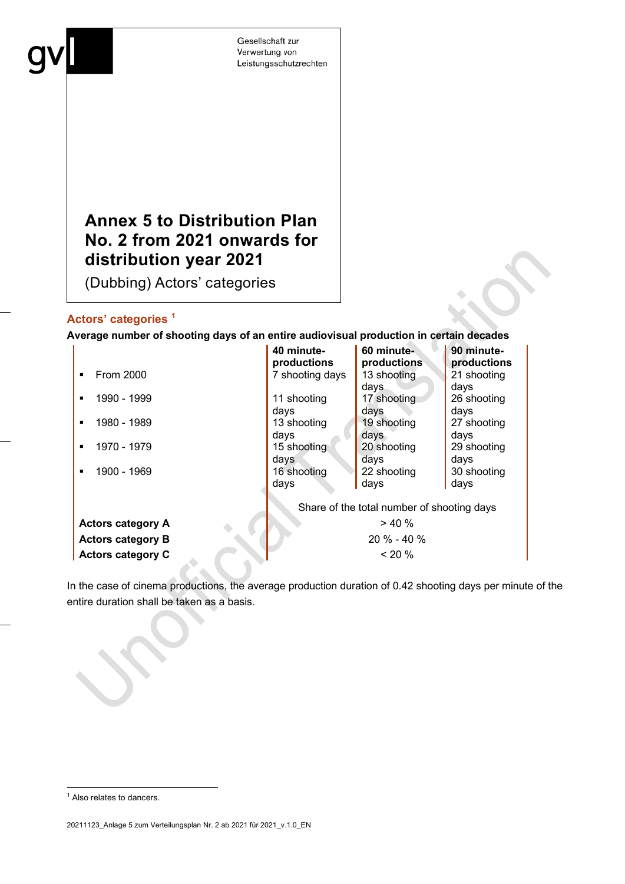Gesellschaft zur Verwertung von Leistungsschutzrechten

# Annex 5 to Distribution Plan No. 2 from 2021 onwards for distribution year 2021

(Dubbing) Actors' categories

## Actors' categories [1]

**Average number of shooting days of an entire audiovisual production in certain decades**

| | 40 minute-productions | 60 minute-productions | 90 minute-productions |
|---|---|---|---|
| ▪ From 2000 | 7 shooting days | 13 shooting days | 21 shooting days |
| ▪ 1990 - 1999 | 11 shooting days | 17 shooting days | 26 shooting days |
| ▪ 1980 - 1989 | 13 shooting days | 19 shooting days | 27 shooting days |
| ▪ 1970 - 1979 | 15 shooting days | 20 shooting days | 29 shooting days |
| ▪ 1900 - 1969 | 16 shooting days | 22 shooting days | 30 shooting days |

| | Share of the total number of shooting days |
|---|---|
| **Actors category A** | > 40 % |
| **Actors category B** | 20 % - 40 % |
| **Actors category C** | < 20 % |

In the case of cinema productions, the average production duration of 0.42 shooting days per minute of the entire duration shall be taken as a basis.

[1] Also relates to dancers.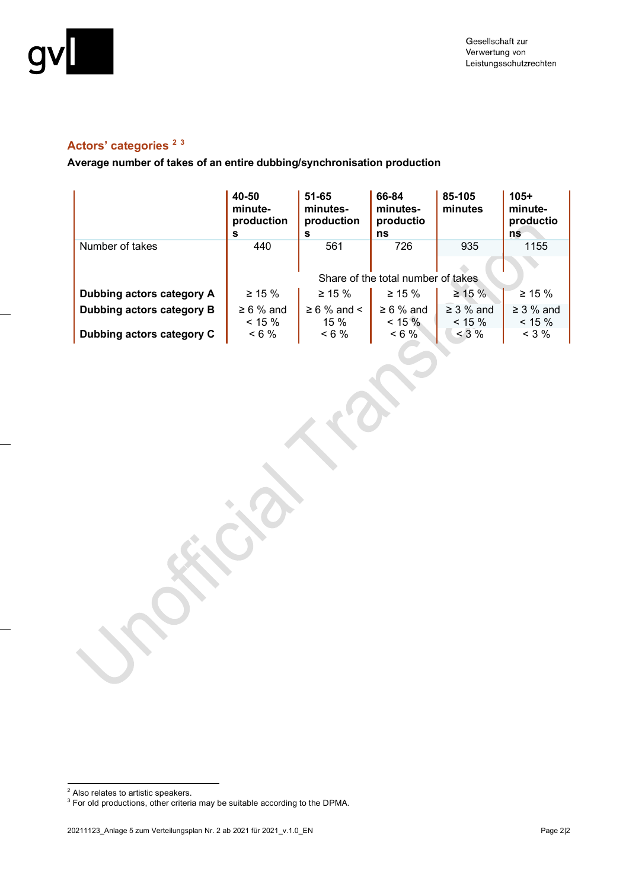## Actors' categories [2] [3]

**Average number of takes of an entire dubbing/synchronisation production**

| | 40-50 minute-productions | 51-65 minutes-productions | 66-84 minutes-productions | 85-105 minutes | 105+ minute-productions |
|---|---|---|---|---|---|
| Number of takes | 440 | 561 | 726 | 935 | 1155 |
| | Share of the total number of takes | | | | |
| **Dubbing actors category A** | ≥ 15 % | ≥ 15 % | ≥ 15 % | ≥ 15 % | ≥ 15 % |
| **Dubbing actors category B** | ≥ 6 % and < 15 % | ≥ 6 % and < 15 % | ≥ 6 % and < 15 % | ≥ 3 % and < 15 % | ≥ 3 % and < 15 % |
| **Dubbing actors category C** | < 6 % | < 6 % | < 6 % | < 3 % | < 3 % |

---

[2] Also relates to artistic speakers.

[3] For old productions, other criteria may be suitable according to the DPMA.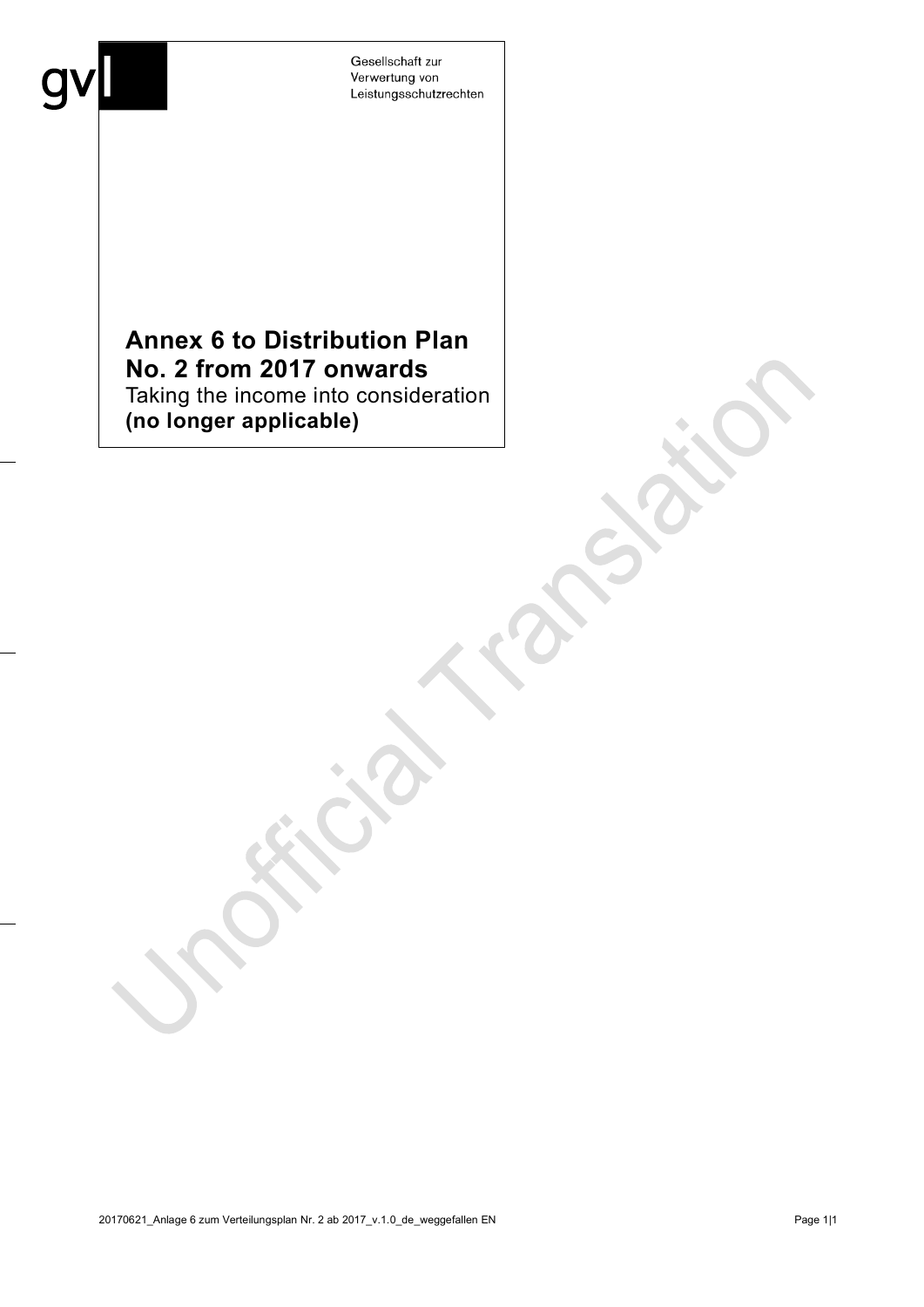Gesellschaft zur Verwertung von Leistungsschutzrechten

# Annex 6 to Distribution Plan No. 2 from 2017 onwards

Taking the income into consideration
**(no longer applicable)**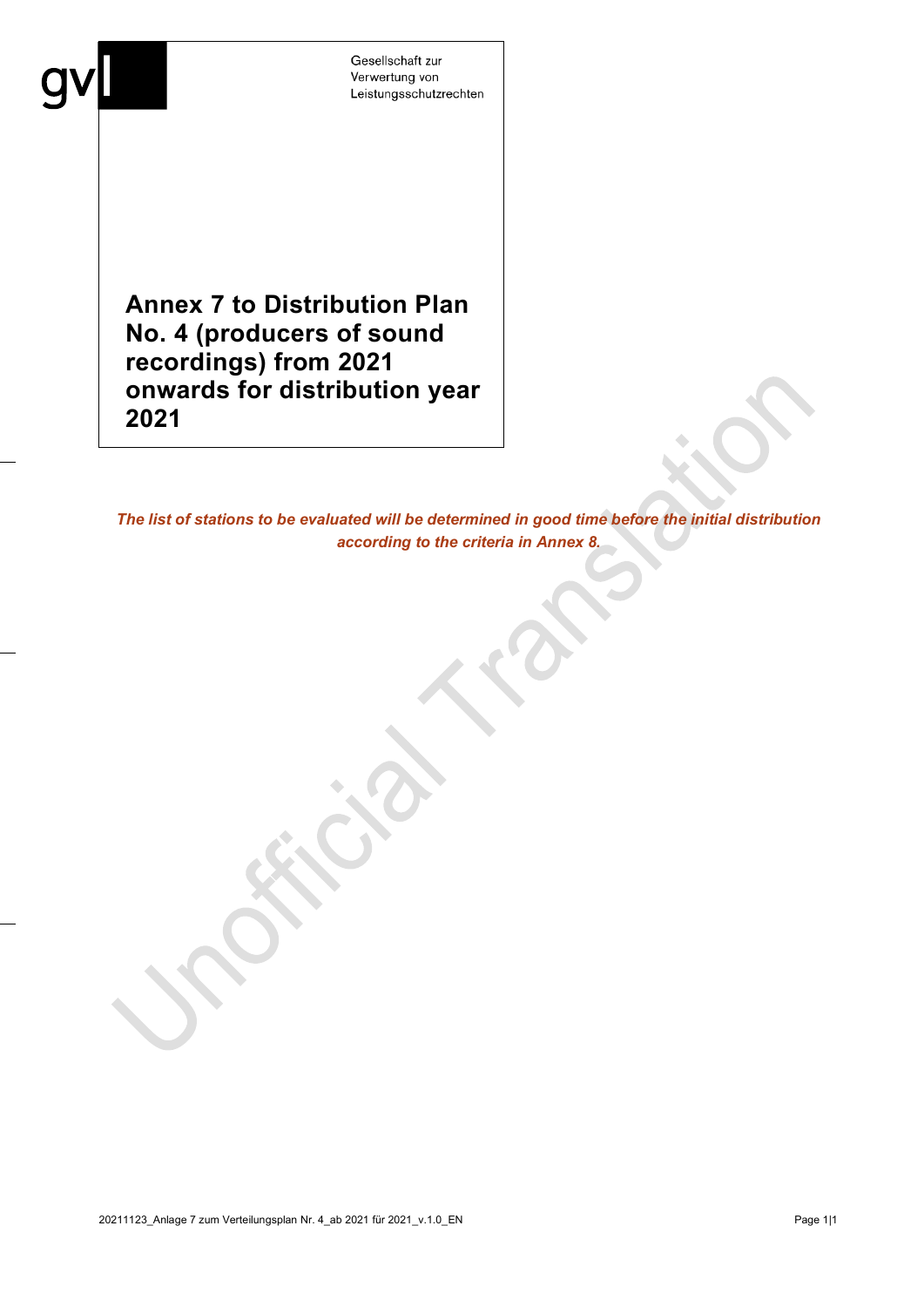Gesellschaft zur Verwertung von Leistungsschutzrechten

# Annex 7 to Distribution Plan No. 4 (producers of sound recordings) from 2021 onwards for distribution year 2021

***The list of stations to be evaluated will be determined in good time before the initial distribution according to the criteria in Annex 8.***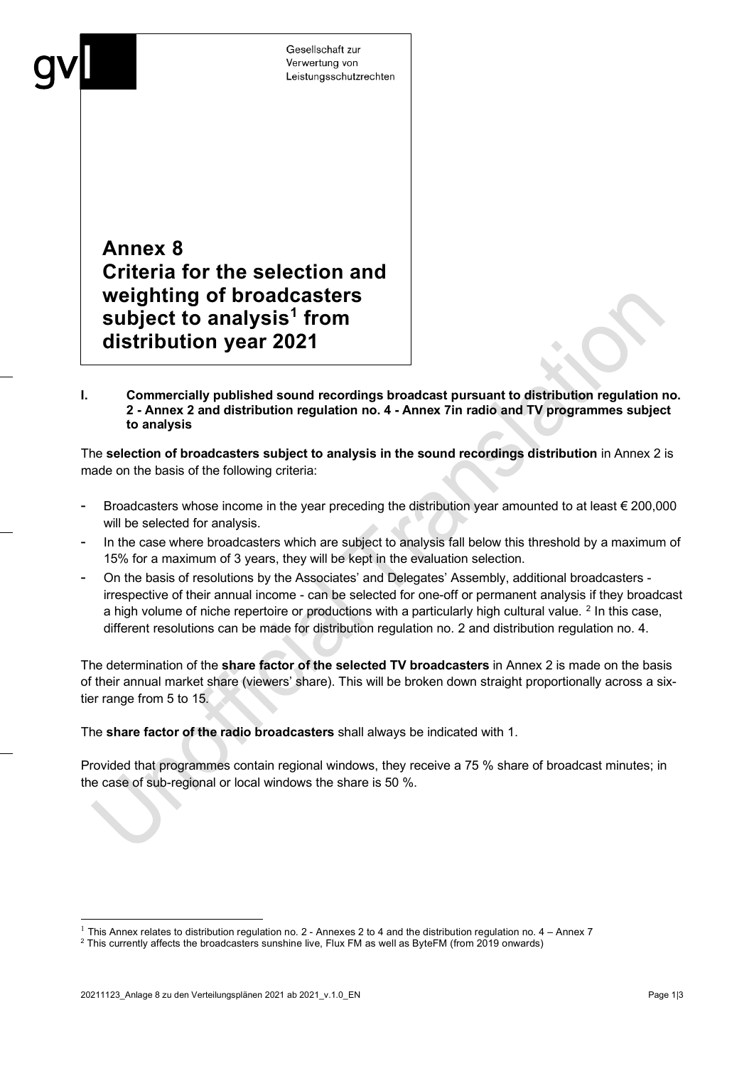Gesellschaft zur Verwertung von Leistungsschutzrechten

# Annex 8
# Criteria for the selection and weighting of broadcasters subject to analysis[1] from distribution year 2021

## I. Commercially published sound recordings broadcast pursuant to distribution regulation no. 2 - Annex 2 and distribution regulation no. 4 - Annex 7in radio and TV programmes subject to analysis

The **selection of broadcasters subject to analysis in the sound recordings distribution** in Annex 2 is made on the basis of the following criteria:

- Broadcasters whose income in the year preceding the distribution year amounted to at least € 200,000 will be selected for analysis.
- In the case where broadcasters which are subject to analysis fall below this threshold by a maximum of 15% for a maximum of 3 years, they will be kept in the evaluation selection.
- On the basis of resolutions by the Associates' and Delegates' Assembly, additional broadcasters - irrespective of their annual income - can be selected for one-off or permanent analysis if they broadcast a high volume of niche repertoire or productions with a particularly high cultural value. [2] In this case, different resolutions can be made for distribution regulation no. 2 and distribution regulation no. 4.

The determination of the **share factor of the selected TV broadcasters** in Annex 2 is made on the basis of their annual market share (viewers' share). This will be broken down straight proportionally across a six-tier range from 5 to 15.

The **share factor of the radio broadcasters** shall always be indicated with 1.

Provided that programmes contain regional windows, they receive a 75 % share of broadcast minutes; in the case of sub-regional or local windows the share is 50 %.

---

[1] This Annex relates to distribution regulation no. 2 - Annexes 2 to 4 and the distribution regulation no. 4 – Annex 7

[2] This currently affects the broadcasters sunshine live, Flux FM as well as ByteFM (from 2019 onwards)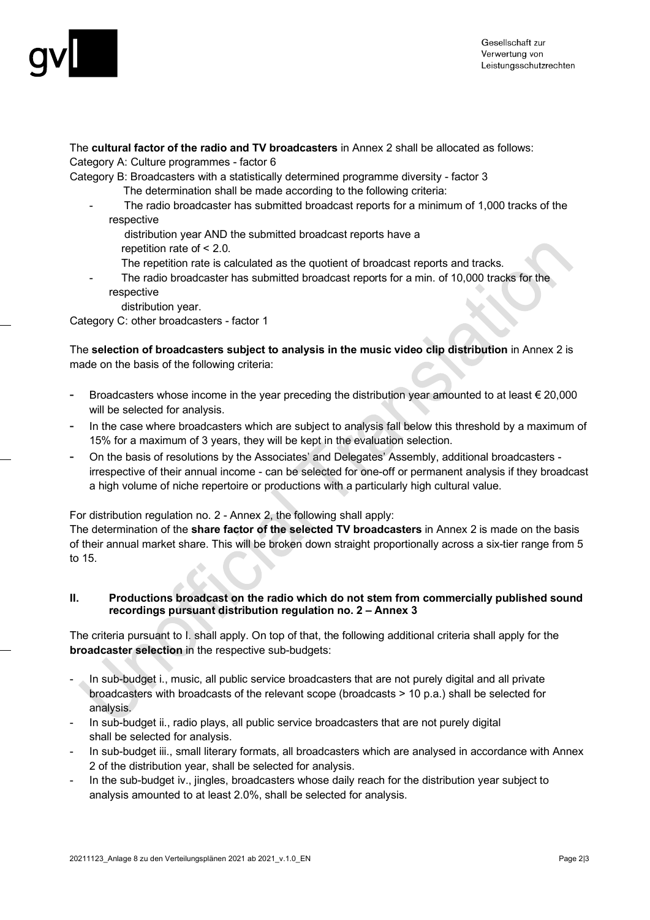The **cultural factor of the radio and TV broadcasters** in Annex 2 shall be allocated as follows:

Category A: Culture programmes - factor 6

Category B: Broadcasters with a statistically determined programme diversity - factor 3

The determination shall be made according to the following criteria:

- The radio broadcaster has submitted broadcast reports for a minimum of 1,000 tracks of the respective distribution year AND the submitted broadcast reports have a repetition rate of < 2.0.
  The repetition rate is calculated as the quotient of broadcast reports and tracks.
- The radio broadcaster has submitted broadcast reports for a min. of 10,000 tracks for the respective distribution year.

Category C: other broadcasters - factor 1

The **selection of broadcasters subject to analysis in the music video clip distribution** in Annex 2 is made on the basis of the following criteria:

- Broadcasters whose income in the year preceding the distribution year amounted to at least € 20,000 will be selected for analysis.
- In the case where broadcasters which are subject to analysis fall below this threshold by a maximum of 15% for a maximum of 3 years, they will be kept in the evaluation selection.
- On the basis of resolutions by the Associates' and Delegates' Assembly, additional broadcasters - irrespective of their annual income - can be selected for one-off or permanent analysis if they broadcast a high volume of niche repertoire or productions with a particularly high cultural value.

For distribution regulation no. 2 - Annex 2, the following shall apply:

The determination of the **share factor of the selected TV broadcasters** in Annex 2 is made on the basis of their annual market share. This will be broken down straight proportionally across a six-tier range from 5 to 15.

## II. Productions broadcast on the radio which do not stem from commercially published sound recordings pursuant distribution regulation no. 2 – Annex 3

The criteria pursuant to I. shall apply. On top of that, the following additional criteria shall apply for the **broadcaster selection** in the respective sub-budgets:

- In sub-budget i., music, all public service broadcasters that are not purely digital and all private broadcasters with broadcasts of the relevant scope (broadcasts > 10 p.a.) shall be selected for analysis.
- In sub-budget ii., radio plays, all public service broadcasters that are not purely digital shall be selected for analysis.
- In sub-budget iii., small literary formats, all broadcasters which are analysed in accordance with Annex 2 of the distribution year, shall be selected for analysis.
- In the sub-budget iv., jingles, broadcasters whose daily reach for the distribution year subject to analysis amounted to at least 2.0%, shall be selected for analysis.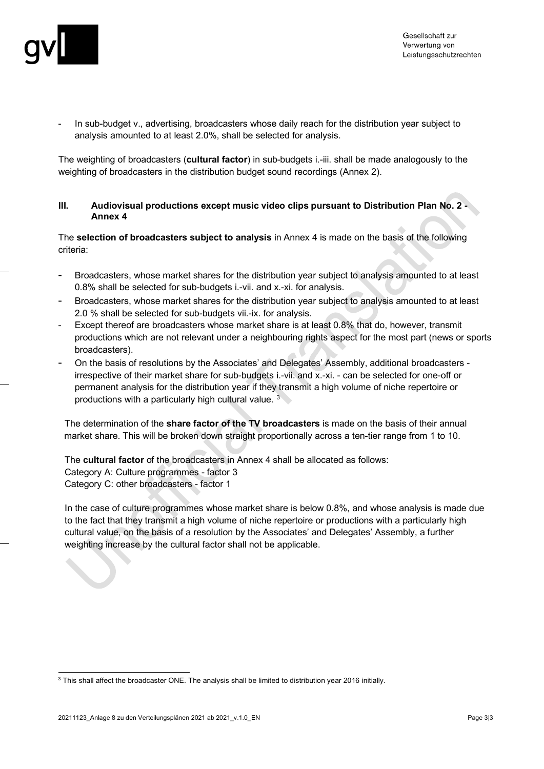- In sub-budget v., advertising, broadcasters whose daily reach for the distribution year subject to analysis amounted to at least 2.0%, shall be selected for analysis.

The weighting of broadcasters (**cultural factor**) in sub-budgets i.-iii. shall be made analogously to the weighting of broadcasters in the distribution budget sound recordings (Annex 2).

## III. Audiovisual productions except music video clips pursuant to Distribution Plan No. 2 - Annex 4

The **selection of broadcasters subject to analysis** in Annex 4 is made on the basis of the following criteria:

- Broadcasters, whose market shares for the distribution year subject to analysis amounted to at least 0.8% shall be selected for sub-budgets i.-vii. and x.-xi. for analysis.
- Broadcasters, whose market shares for the distribution year subject to analysis amounted to at least 2.0 % shall be selected for sub-budgets vii.-ix. for analysis.
- Except thereof are broadcasters whose market share is at least 0.8% that do, however, transmit productions which are not relevant under a neighbouring rights aspect for the most part (news or sports broadcasters).
- On the basis of resolutions by the Associates' and Delegates' Assembly, additional broadcasters - irrespective of their market share for sub-budgets i.-vii. and x.-xi. - can be selected for one-off or permanent analysis for the distribution year if they transmit a high volume of niche repertoire or productions with a particularly high cultural value. [3]

The determination of the **share factor of the TV broadcasters** is made on the basis of their annual market share. This will be broken down straight proportionally across a ten-tier range from 1 to 10.

The **cultural factor** of the broadcasters in Annex 4 shall be allocated as follows:
Category A: Culture programmes - factor 3
Category C: other broadcasters - factor 1

In the case of culture programmes whose market share is below 0.8%, and whose analysis is made due to the fact that they transmit a high volume of niche repertoire or productions with a particularly high cultural value, on the basis of a resolution by the Associates' and Delegates' Assembly, a further weighting increase by the cultural factor shall not be applicable.

[3] This shall affect the broadcaster ONE. The analysis shall be limited to distribution year 2016 initially.